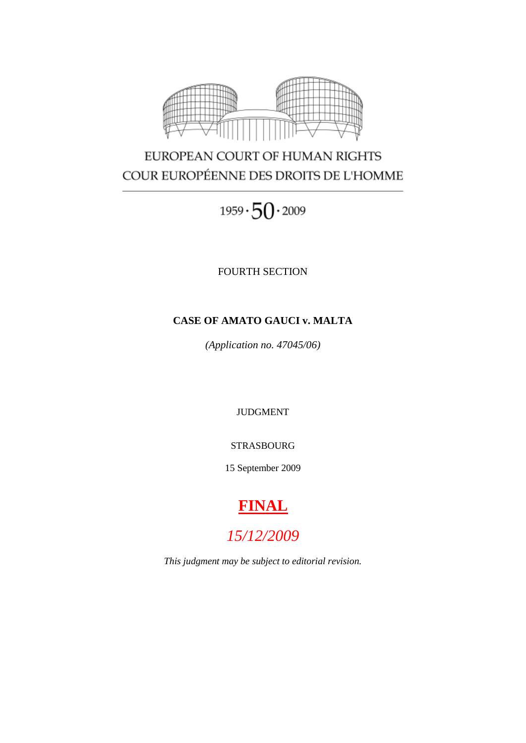EUROPEAN COURT OF HUMAN RIGHTS

COUR EUROPÉENNE DES DROITS DE L'HOMME

1959 · 50 · 2009

FOURTH SECTION

# CASE OF AMATO GAUCI v. MALTA

*(Application no. 47045/06)*

JUDGMENT

STRASBOURG

15 September 2009

**FINAL**

*15/12/2009*

*This judgment may be subject to editorial revision.*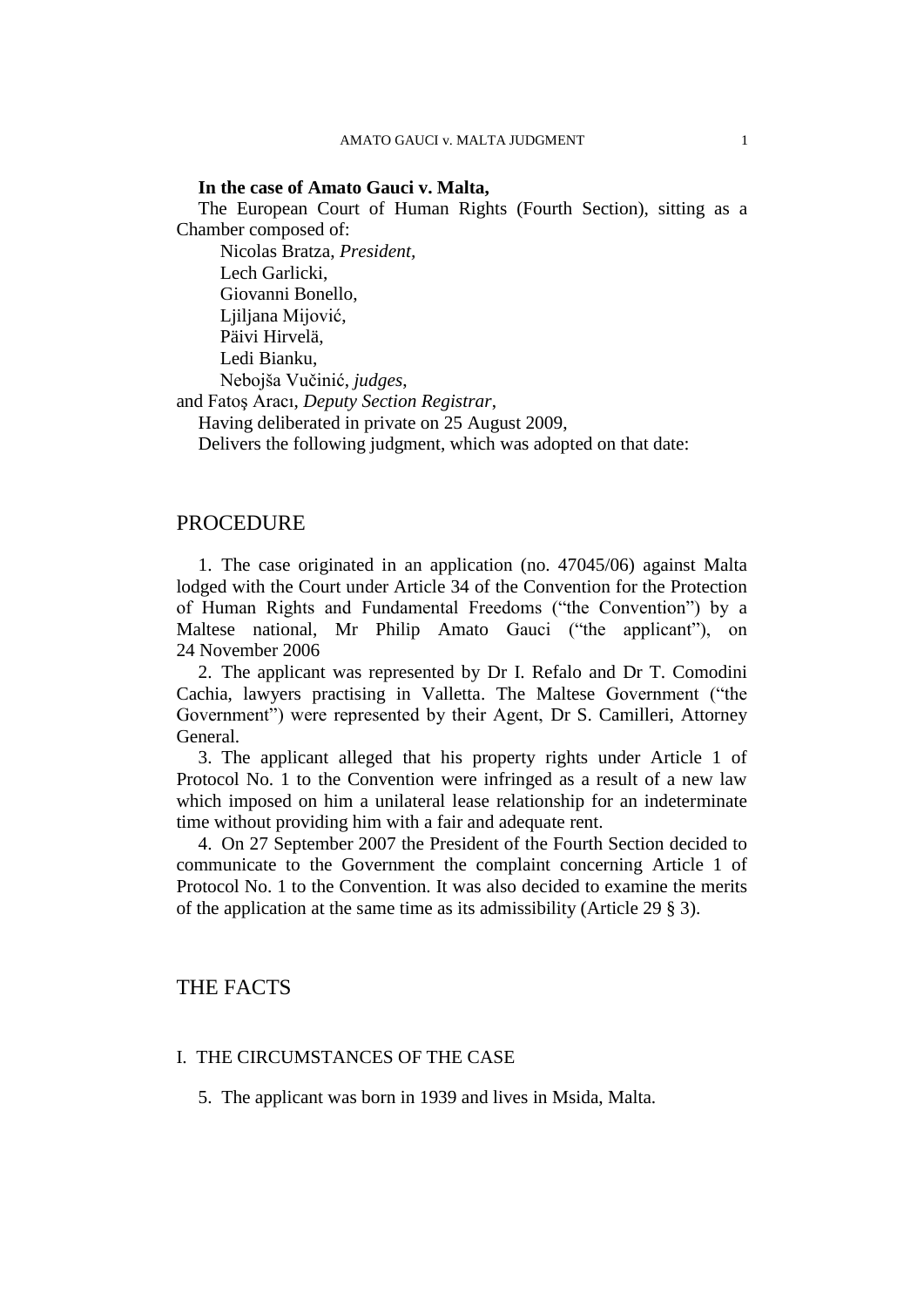**In the case of Amato Gauci v. Malta,**

The European Court of Human Rights (Fourth Section), sitting as a Chamber composed of:

Nicolas Bratza, *President*,
Lech Garlicki,
Giovanni Bonello,
Ljiljana Mijović,
Päivi Hirvelä,
Ledi Bianku,
Nebojša Vučinić, *judges*,
and Fatoş Aracı, *Deputy Section Registrar*,

Having deliberated in private on 25 August 2009,

Delivers the following judgment, which was adopted on that date:

# PROCEDURE

1. The case originated in an application (no. 47045/06) against Malta lodged with the Court under Article 34 of the Convention for the Protection of Human Rights and Fundamental Freedoms ("the Convention") by a Maltese national, Mr Philip Amato Gauci ("the applicant"), on 24 November 2006

2. The applicant was represented by Dr I. Refalo and Dr T. Comodini Cachia, lawyers practising in Valletta. The Maltese Government ("the Government") were represented by their Agent, Dr S. Camilleri, Attorney General.

3. The applicant alleged that his property rights under Article 1 of Protocol No. 1 to the Convention were infringed as a result of a new law which imposed on him a unilateral lease relationship for an indeterminate time without providing him with a fair and adequate rent.

4. On 27 September 2007 the President of the Fourth Section decided to communicate to the Government the complaint concerning Article 1 of Protocol No. 1 to the Convention. It was also decided to examine the merits of the application at the same time as its admissibility (Article 29 § 3).

# THE FACTS

## I. THE CIRCUMSTANCES OF THE CASE

5. The applicant was born in 1939 and lives in Msida, Malta.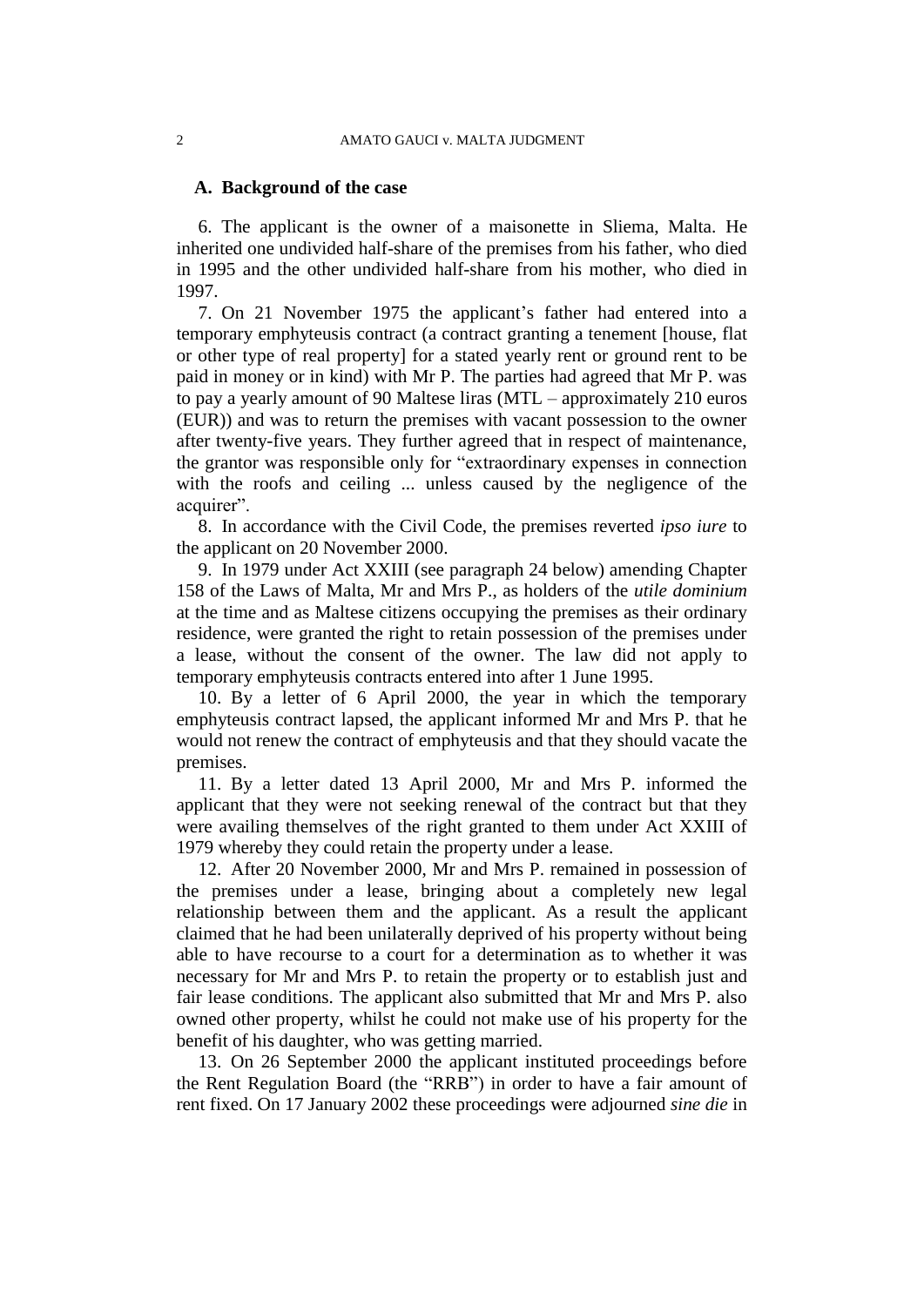## A. Background of the case

6. The applicant is the owner of a maisonette in Sliema, Malta. He inherited one undivided half-share of the premises from his father, who died in 1995 and the other undivided half-share from his mother, who died in 1997.

7. On 21 November 1975 the applicant's father had entered into a temporary emphyteusis contract (a contract granting a tenement [house, flat or other type of real property] for a stated yearly rent or ground rent to be paid in money or in kind) with Mr P. The parties had agreed that Mr P. was to pay a yearly amount of 90 Maltese liras (MTL – approximately 210 euros (EUR)) and was to return the premises with vacant possession to the owner after twenty-five years. They further agreed that in respect of maintenance, the grantor was responsible only for "extraordinary expenses in connection with the roofs and ceiling ... unless caused by the negligence of the acquirer".

8. In accordance with the Civil Code, the premises reverted *ipso iure* to the applicant on 20 November 2000.

9. In 1979 under Act XXIII (see paragraph 24 below) amending Chapter 158 of the Laws of Malta, Mr and Mrs P., as holders of the *utile dominium* at the time and as Maltese citizens occupying the premises as their ordinary residence, were granted the right to retain possession of the premises under a lease, without the consent of the owner. The law did not apply to temporary emphyteusis contracts entered into after 1 June 1995.

10. By a letter of 6 April 2000, the year in which the temporary emphyteusis contract lapsed, the applicant informed Mr and Mrs P. that he would not renew the contract of emphyteusis and that they should vacate the premises.

11. By a letter dated 13 April 2000, Mr and Mrs P. informed the applicant that they were not seeking renewal of the contract but that they were availing themselves of the right granted to them under Act XXIII of 1979 whereby they could retain the property under a lease.

12. After 20 November 2000, Mr and Mrs P. remained in possession of the premises under a lease, bringing about a completely new legal relationship between them and the applicant. As a result the applicant claimed that he had been unilaterally deprived of his property without being able to have recourse to a court for a determination as to whether it was necessary for Mr and Mrs P. to retain the property or to establish just and fair lease conditions. The applicant also submitted that Mr and Mrs P. also owned other property, whilst he could not make use of his property for the benefit of his daughter, who was getting married.

13. On 26 September 2000 the applicant instituted proceedings before the Rent Regulation Board (the "RRB") in order to have a fair amount of rent fixed. On 17 January 2002 these proceedings were adjourned *sine die* in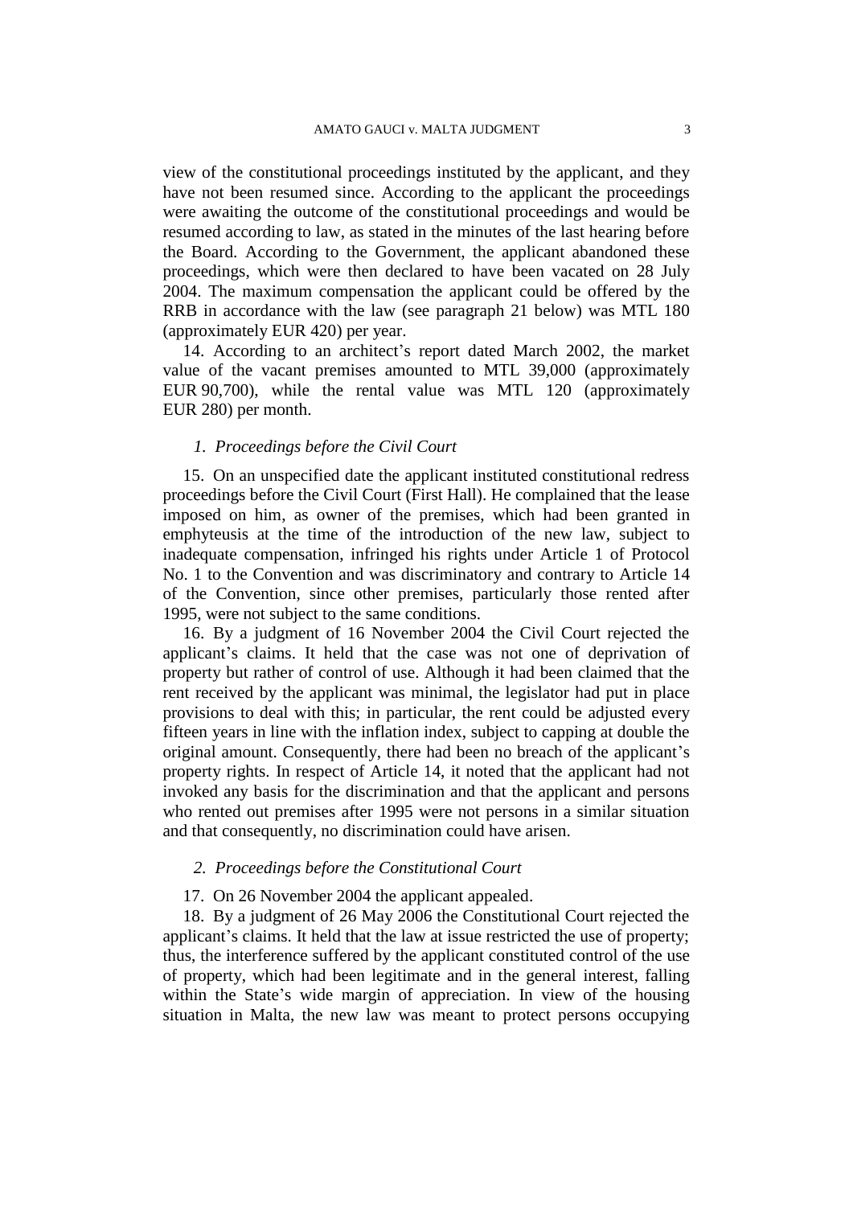view of the constitutional proceedings instituted by the applicant, and they have not been resumed since. According to the applicant the proceedings were awaiting the outcome of the constitutional proceedings and would be resumed according to law, as stated in the minutes of the last hearing before the Board. According to the Government, the applicant abandoned these proceedings, which were then declared to have been vacated on 28 July 2004. The maximum compensation the applicant could be offered by the RRB in accordance with the law (see paragraph 21 below) was MTL 180 (approximately EUR 420) per year.

14. According to an architect's report dated March 2002, the market value of the vacant premises amounted to MTL 39,000 (approximately EUR 90,700), while the rental value was MTL 120 (approximately EUR 280) per month.

### *1. Proceedings before the Civil Court*

15. On an unspecified date the applicant instituted constitutional redress proceedings before the Civil Court (First Hall). He complained that the lease imposed on him, as owner of the premises, which had been granted in emphyteusis at the time of the introduction of the new law, subject to inadequate compensation, infringed his rights under Article 1 of Protocol No. 1 to the Convention and was discriminatory and contrary to Article 14 of the Convention, since other premises, particularly those rented after 1995, were not subject to the same conditions.

16. By a judgment of 16 November 2004 the Civil Court rejected the applicant's claims. It held that the case was not one of deprivation of property but rather of control of use. Although it had been claimed that the rent received by the applicant was minimal, the legislator had put in place provisions to deal with this; in particular, the rent could be adjusted every fifteen years in line with the inflation index, subject to capping at double the original amount. Consequently, there had been no breach of the applicant's property rights. In respect of Article 14, it noted that the applicant had not invoked any basis for the discrimination and that the applicant and persons who rented out premises after 1995 were not persons in a similar situation and that consequently, no discrimination could have arisen.

### *2. Proceedings before the Constitutional Court*

17. On 26 November 2004 the applicant appealed.

18. By a judgment of 26 May 2006 the Constitutional Court rejected the applicant's claims. It held that the law at issue restricted the use of property; thus, the interference suffered by the applicant constituted control of the use of property, which had been legitimate and in the general interest, falling within the State's wide margin of appreciation. In view of the housing situation in Malta, the new law was meant to protect persons occupying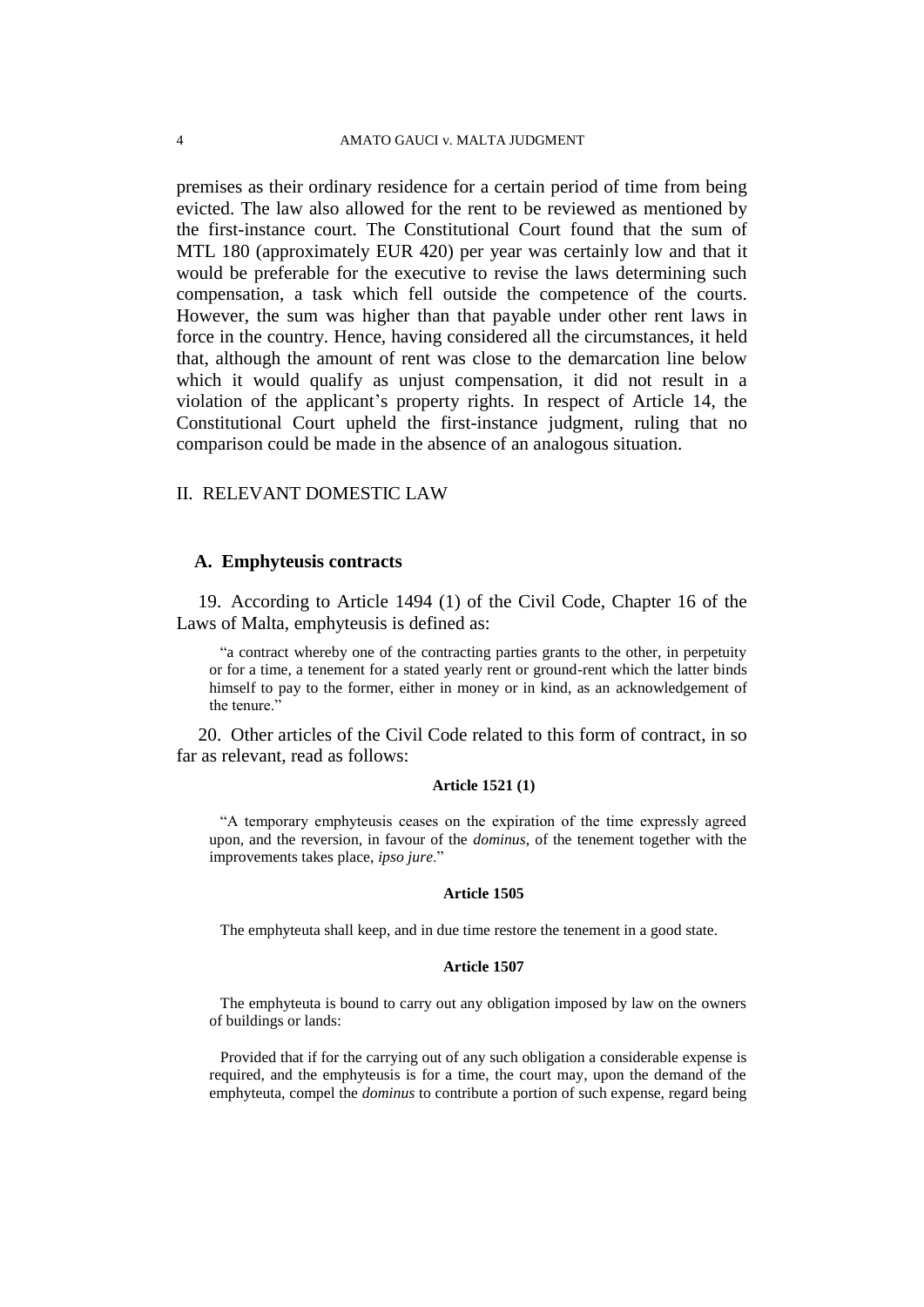premises as their ordinary residence for a certain period of time from being evicted. The law also allowed for the rent to be reviewed as mentioned by the first-instance court. The Constitutional Court found that the sum of MTL 180 (approximately EUR 420) per year was certainly low and that it would be preferable for the executive to revise the laws determining such compensation, a task which fell outside the competence of the courts. However, the sum was higher than that payable under other rent laws in force in the country. Hence, having considered all the circumstances, it held that, although the amount of rent was close to the demarcation line below which it would qualify as unjust compensation, it did not result in a violation of the applicant's property rights. In respect of Article 14, the Constitutional Court upheld the first-instance judgment, ruling that no comparison could be made in the absence of an analogous situation.

## II. RELEVANT DOMESTIC LAW

### A. Emphyteusis contracts

19. According to Article 1494 (1) of the Civil Code, Chapter 16 of the Laws of Malta, emphyteusis is defined as:

> "a contract whereby one of the contracting parties grants to the other, in perpetuity or for a time, a tenement for a stated yearly rent or ground-rent which the latter binds himself to pay to the former, either in money or in kind, as an acknowledgement of the tenure."

20. Other articles of the Civil Code related to this form of contract, in so far as relevant, read as follows:

**Article 1521 (1)**

> "A temporary emphyteusis ceases on the expiration of the time expressly agreed upon, and the reversion, in favour of the *dominus*, of the tenement together with the improvements takes place, *ipso jure*."

**Article 1505**

> The emphyteuta shall keep, and in due time restore the tenement in a good state.

**Article 1507**

> The emphyteuta is bound to carry out any obligation imposed by law on the owners of buildings or lands:
>
> Provided that if for the carrying out of any such obligation a considerable expense is required, and the emphyteusis is for a time, the court may, upon the demand of the emphyteuta, compel the *dominus* to contribute a portion of such expense, regard being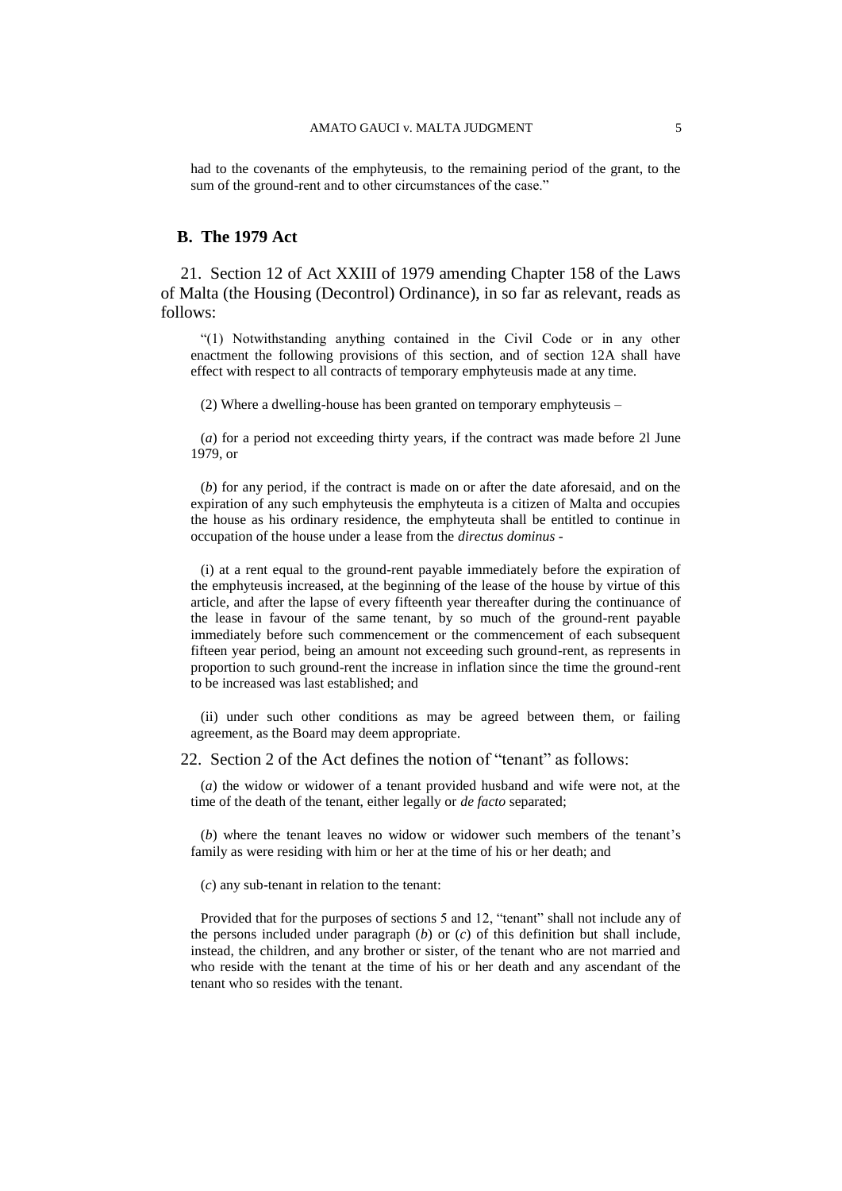had to the covenants of the emphyteusis, to the remaining period of the grant, to the sum of the ground-rent and to other circumstances of the case."

### B. The 1979 Act

21. Section 12 of Act XXIII of 1979 amending Chapter 158 of the Laws of Malta (the Housing (Decontrol) Ordinance), in so far as relevant, reads as follows:

> "(1) Notwithstanding anything contained in the Civil Code or in any other enactment the following provisions of this section, and of section 12A shall have effect with respect to all contracts of temporary emphyteusis made at any time.
>
> (2) Where a dwelling-house has been granted on temporary emphyteusis –
>
> (*a*) for a period not exceeding thirty years, if the contract was made before 2l June 1979, or
>
> (*b*) for any period, if the contract is made on or after the date aforesaid, and on the expiration of any such emphyteusis the emphyteuta is a citizen of Malta and occupies the house as his ordinary residence, the emphyteuta shall be entitled to continue in occupation of the house under a lease from the *directus dominus* -
>
> (i) at a rent equal to the ground-rent payable immediately before the expiration of the emphyteusis increased, at the beginning of the lease of the house by virtue of this article, and after the lapse of every fifteenth year thereafter during the continuance of the lease in favour of the same tenant, by so much of the ground-rent payable immediately before such commencement or the commencement of each subsequent fifteen year period, being an amount not exceeding such ground-rent, as represents in proportion to such ground-rent the increase in inflation since the time the ground-rent to be increased was last established; and
>
> (ii) under such other conditions as may be agreed between them, or failing agreement, as the Board may deem appropriate.

22. Section 2 of the Act defines the notion of "tenant" as follows:

> (*a*) the widow or widower of a tenant provided husband and wife were not, at the time of the death of the tenant, either legally or *de facto* separated;
>
> (*b*) where the tenant leaves no widow or widower such members of the tenant's family as were residing with him or her at the time of his or her death; and
>
> (*c*) any sub-tenant in relation to the tenant:
>
> Provided that for the purposes of sections 5 and 12, "tenant" shall not include any of the persons included under paragraph (*b*) or (*c*) of this definition but shall include, instead, the children, and any brother or sister, of the tenant who are not married and who reside with the tenant at the time of his or her death and any ascendant of the tenant who so resides with the tenant.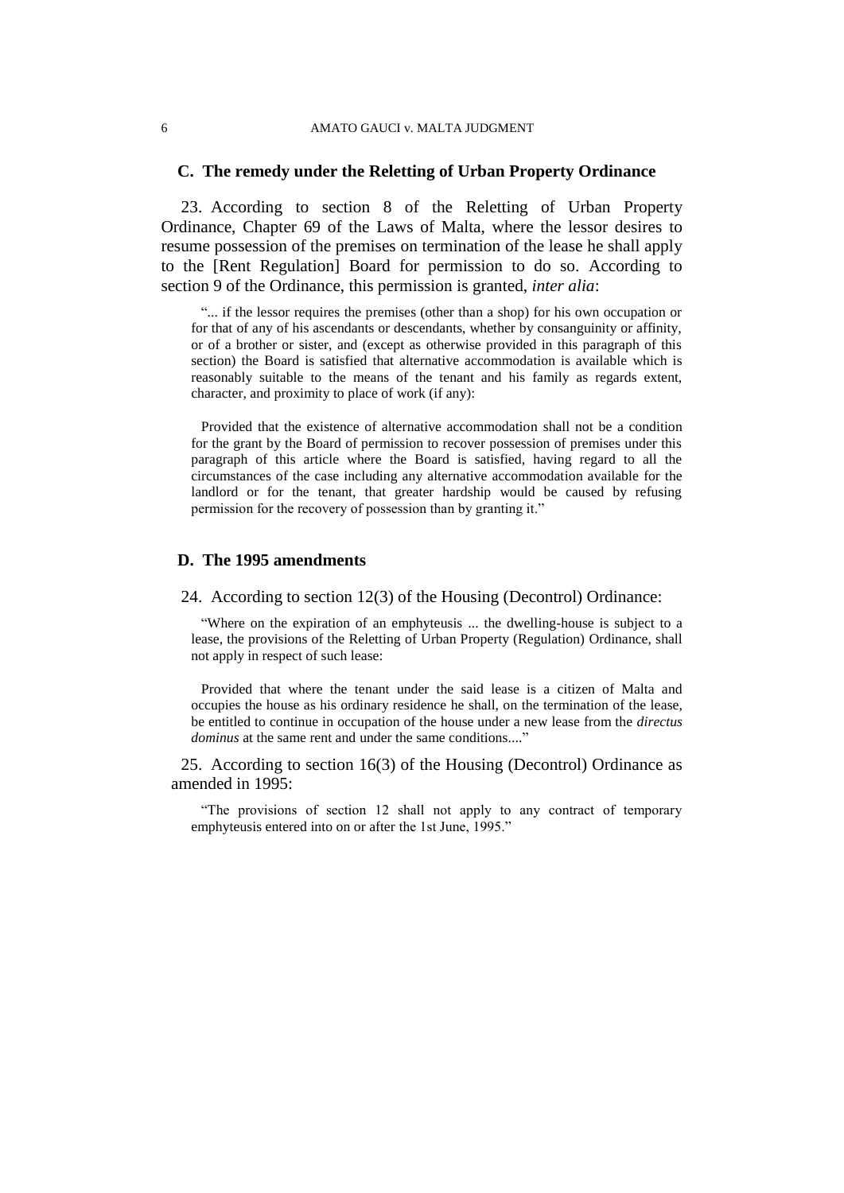## C. The remedy under the Reletting of Urban Property Ordinance

23. According to section 8 of the Reletting of Urban Property Ordinance, Chapter 69 of the Laws of Malta, where the lessor desires to resume possession of the premises on termination of the lease he shall apply to the [Rent Regulation] Board for permission to do so. According to section 9 of the Ordinance, this permission is granted, *inter alia*:

> "... if the lessor requires the premises (other than a shop) for his own occupation or for that of any of his ascendants or descendants, whether by consanguinity or affinity, or of a brother or sister, and (except as otherwise provided in this paragraph of this section) the Board is satisfied that alternative accommodation is available which is reasonably suitable to the means of the tenant and his family as regards extent, character, and proximity to place of work (if any):
>
> Provided that the existence of alternative accommodation shall not be a condition for the grant by the Board of permission to recover possession of premises under this paragraph of this article where the Board is satisfied, having regard to all the circumstances of the case including any alternative accommodation available for the landlord or for the tenant, that greater hardship would be caused by refusing permission for the recovery of possession than by granting it."

## D. The 1995 amendments

24. According to section 12(3) of the Housing (Decontrol) Ordinance:

> "Where on the expiration of an emphyteusis ... the dwelling-house is subject to a lease, the provisions of the Reletting of Urban Property (Regulation) Ordinance, shall not apply in respect of such lease:
>
> Provided that where the tenant under the said lease is a citizen of Malta and occupies the house as his ordinary residence he shall, on the termination of the lease, be entitled to continue in occupation of the house under a new lease from the *directus dominus* at the same rent and under the same conditions...."

25. According to section 16(3) of the Housing (Decontrol) Ordinance as amended in 1995:

> "The provisions of section 12 shall not apply to any contract of temporary emphyteusis entered into on or after the 1st June, 1995."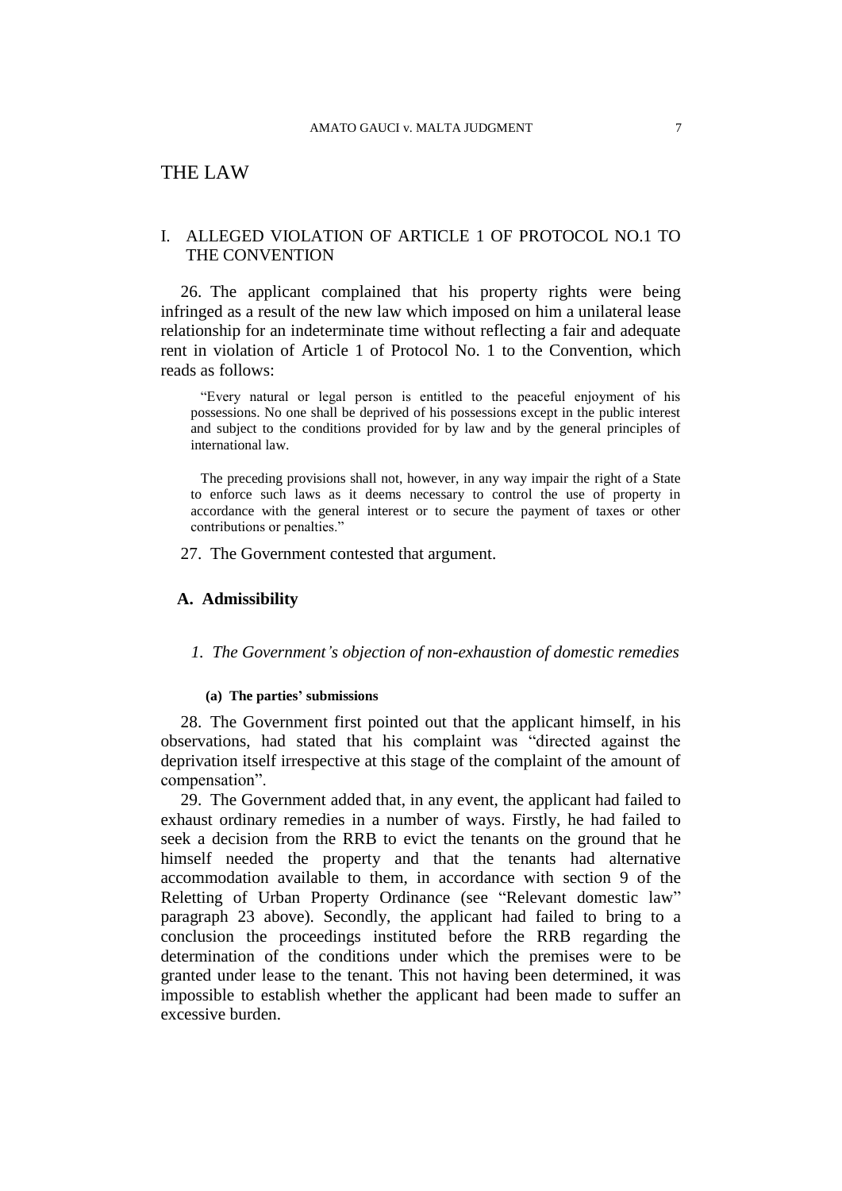# THE LAW

## I. ALLEGED VIOLATION OF ARTICLE 1 OF PROTOCOL NO.1 TO THE CONVENTION

26. The applicant complained that his property rights were being infringed as a result of the new law which imposed on him a unilateral lease relationship for an indeterminate time without reflecting a fair and adequate rent in violation of Article 1 of Protocol No. 1 to the Convention, which reads as follows:

> “Every natural or legal person is entitled to the peaceful enjoyment of his possessions. No one shall be deprived of his possessions except in the public interest and subject to the conditions provided for by law and by the general principles of international law.
>
> The preceding provisions shall not, however, in any way impair the right of a State to enforce such laws as it deems necessary to control the use of property in accordance with the general interest or to secure the payment of taxes or other contributions or penalties.”

27. The Government contested that argument.

### A. Admissibility

#### *1. The Government’s objection of non-exhaustion of domestic remedies*

##### (a) The parties’ submissions

28. The Government first pointed out that the applicant himself, in his observations, had stated that his complaint was “directed against the deprivation itself irrespective at this stage of the complaint of the amount of compensation”.

29. The Government added that, in any event, the applicant had failed to exhaust ordinary remedies in a number of ways. Firstly, he had failed to seek a decision from the RRB to evict the tenants on the ground that he himself needed the property and that the tenants had alternative accommodation available to them, in accordance with section 9 of the Reletting of Urban Property Ordinance (see “Relevant domestic law” paragraph 23 above). Secondly, the applicant had failed to bring to a conclusion the proceedings instituted before the RRB regarding the determination of the conditions under which the premises were to be granted under lease to the tenant. This not having been determined, it was impossible to establish whether the applicant had been made to suffer an excessive burden.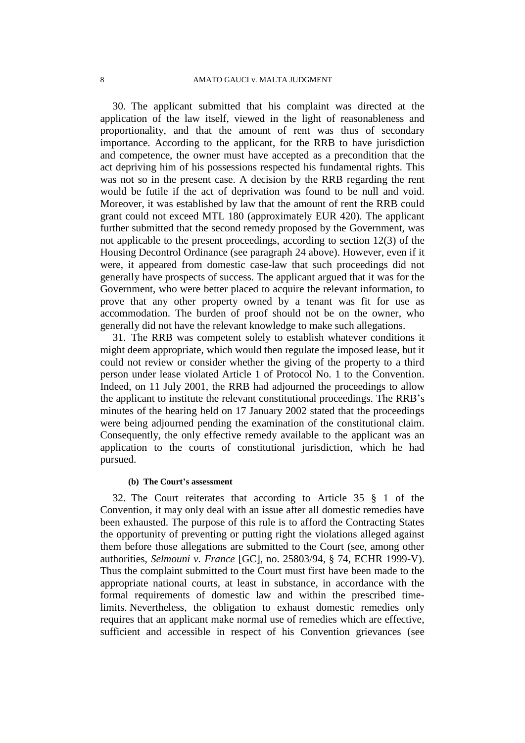30. The applicant submitted that his complaint was directed at the application of the law itself, viewed in the light of reasonableness and proportionality, and that the amount of rent was thus of secondary importance. According to the applicant, for the RRB to have jurisdiction and competence, the owner must have accepted as a precondition that the act depriving him of his possessions respected his fundamental rights. This was not so in the present case. A decision by the RRB regarding the rent would be futile if the act of deprivation was found to be null and void. Moreover, it was established by law that the amount of rent the RRB could grant could not exceed MTL 180 (approximately EUR 420). The applicant further submitted that the second remedy proposed by the Government, was not applicable to the present proceedings, according to section 12(3) of the Housing Decontrol Ordinance (see paragraph 24 above). However, even if it were, it appeared from domestic case-law that such proceedings did not generally have prospects of success. The applicant argued that it was for the Government, who were better placed to acquire the relevant information, to prove that any other property owned by a tenant was fit for use as accommodation. The burden of proof should not be on the owner, who generally did not have the relevant knowledge to make such allegations.

31. The RRB was competent solely to establish whatever conditions it might deem appropriate, which would then regulate the imposed lease, but it could not review or consider whether the giving of the property to a third person under lease violated Article 1 of Protocol No. 1 to the Convention. Indeed, on 11 July 2001, the RRB had adjourned the proceedings to allow the applicant to institute the relevant constitutional proceedings. The RRB's minutes of the hearing held on 17 January 2002 stated that the proceedings were being adjourned pending the examination of the constitutional claim. Consequently, the only effective remedy available to the applicant was an application to the courts of constitutional jurisdiction, which he had pursued.

#### (b) The Court's assessment

32. The Court reiterates that according to Article 35 § 1 of the Convention, it may only deal with an issue after all domestic remedies have been exhausted. The purpose of this rule is to afford the Contracting States the opportunity of preventing or putting right the violations alleged against them before those allegations are submitted to the Court (see, among other authorities, *Selmouni v. France* [GC], no. 25803/94, § 74, ECHR 1999-V). Thus the complaint submitted to the Court must first have been made to the appropriate national courts, at least in substance, in accordance with the formal requirements of domestic law and within the prescribed time-limits. Nevertheless, the obligation to exhaust domestic remedies only requires that an applicant make normal use of remedies which are effective, sufficient and accessible in respect of his Convention grievances (see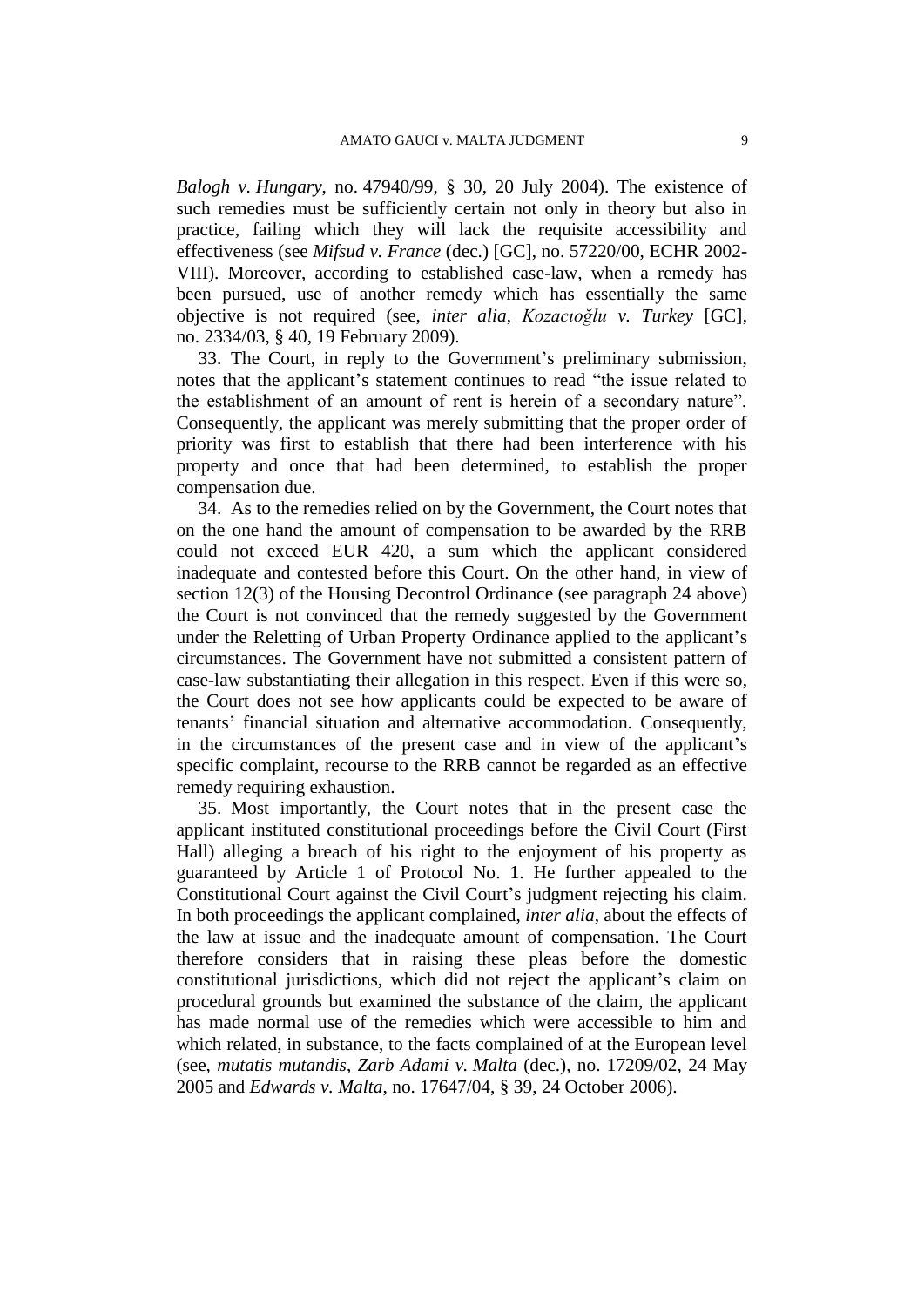*Balogh v. Hungary*, no. 47940/99, § 30, 20 July 2004). The existence of such remedies must be sufficiently certain not only in theory but also in practice, failing which they will lack the requisite accessibility and effectiveness (see *Mifsud v. France* (dec.) [GC], no. 57220/00, ECHR 2002-VIII). Moreover, according to established case-law, when a remedy has been pursued, use of another remedy which has essentially the same objective is not required (see, *inter alia*, *Kozacıoğlu v. Turkey* [GC], no. 2334/03, § 40, 19 February 2009).

33. The Court, in reply to the Government's preliminary submission, notes that the applicant's statement continues to read "the issue related to the establishment of an amount of rent is herein of a secondary nature". Consequently, the applicant was merely submitting that the proper order of priority was first to establish that there had been interference with his property and once that had been determined, to establish the proper compensation due.

34. As to the remedies relied on by the Government, the Court notes that on the one hand the amount of compensation to be awarded by the RRB could not exceed EUR 420, a sum which the applicant considered inadequate and contested before this Court. On the other hand, in view of section 12(3) of the Housing Decontrol Ordinance (see paragraph 24 above) the Court is not convinced that the remedy suggested by the Government under the Reletting of Urban Property Ordinance applied to the applicant's circumstances. The Government have not submitted a consistent pattern of case-law substantiating their allegation in this respect. Even if this were so, the Court does not see how applicants could be expected to be aware of tenants' financial situation and alternative accommodation. Consequently, in the circumstances of the present case and in view of the applicant's specific complaint, recourse to the RRB cannot be regarded as an effective remedy requiring exhaustion.

35. Most importantly, the Court notes that in the present case the applicant instituted constitutional proceedings before the Civil Court (First Hall) alleging a breach of his right to the enjoyment of his property as guaranteed by Article 1 of Protocol No. 1. He further appealed to the Constitutional Court against the Civil Court's judgment rejecting his claim. In both proceedings the applicant complained, *inter alia*, about the effects of the law at issue and the inadequate amount of compensation. The Court therefore considers that in raising these pleas before the domestic constitutional jurisdictions, which did not reject the applicant's claim on procedural grounds but examined the substance of the claim, the applicant has made normal use of the remedies which were accessible to him and which related, in substance, to the facts complained of at the European level (see, *mutatis mutandis*, *Zarb Adami v. Malta* (dec.), no. 17209/02, 24 May 2005 and *Edwards v. Malta*, no. 17647/04, § 39, 24 October 2006).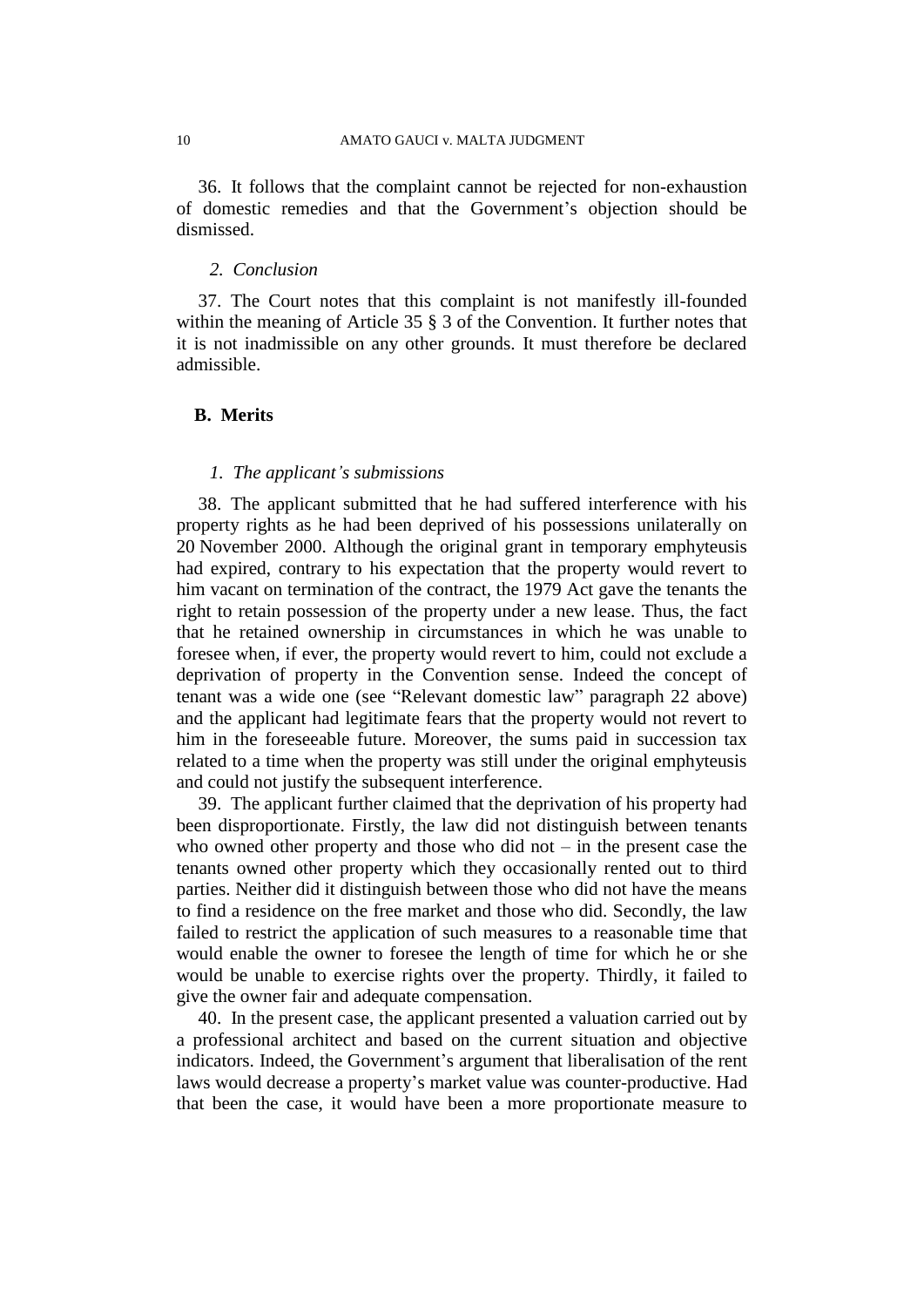36. It follows that the complaint cannot be rejected for non-exhaustion of domestic remedies and that the Government's objection should be dismissed.

### *2. Conclusion*

37. The Court notes that this complaint is not manifestly ill-founded within the meaning of Article 35 § 3 of the Convention. It further notes that it is not inadmissible on any other grounds. It must therefore be declared admissible.

## B. Merits

### *1. The applicant's submissions*

38. The applicant submitted that he had suffered interference with his property rights as he had been deprived of his possessions unilaterally on 20 November 2000. Although the original grant in temporary emphyteusis had expired, contrary to his expectation that the property would revert to him vacant on termination of the contract, the 1979 Act gave the tenants the right to retain possession of the property under a new lease. Thus, the fact that he retained ownership in circumstances in which he was unable to foresee when, if ever, the property would revert to him, could not exclude a deprivation of property in the Convention sense. Indeed the concept of tenant was a wide one (see "Relevant domestic law" paragraph 22 above) and the applicant had legitimate fears that the property would not revert to him in the foreseeable future. Moreover, the sums paid in succession tax related to a time when the property was still under the original emphyteusis and could not justify the subsequent interference.

39. The applicant further claimed that the deprivation of his property had been disproportionate. Firstly, the law did not distinguish between tenants who owned other property and those who did not – in the present case the tenants owned other property which they occasionally rented out to third parties. Neither did it distinguish between those who did not have the means to find a residence on the free market and those who did. Secondly, the law failed to restrict the application of such measures to a reasonable time that would enable the owner to foresee the length of time for which he or she would be unable to exercise rights over the property. Thirdly, it failed to give the owner fair and adequate compensation.

40. In the present case, the applicant presented a valuation carried out by a professional architect and based on the current situation and objective indicators. Indeed, the Government's argument that liberalisation of the rent laws would decrease a property's market value was counter-productive. Had that been the case, it would have been a more proportionate measure to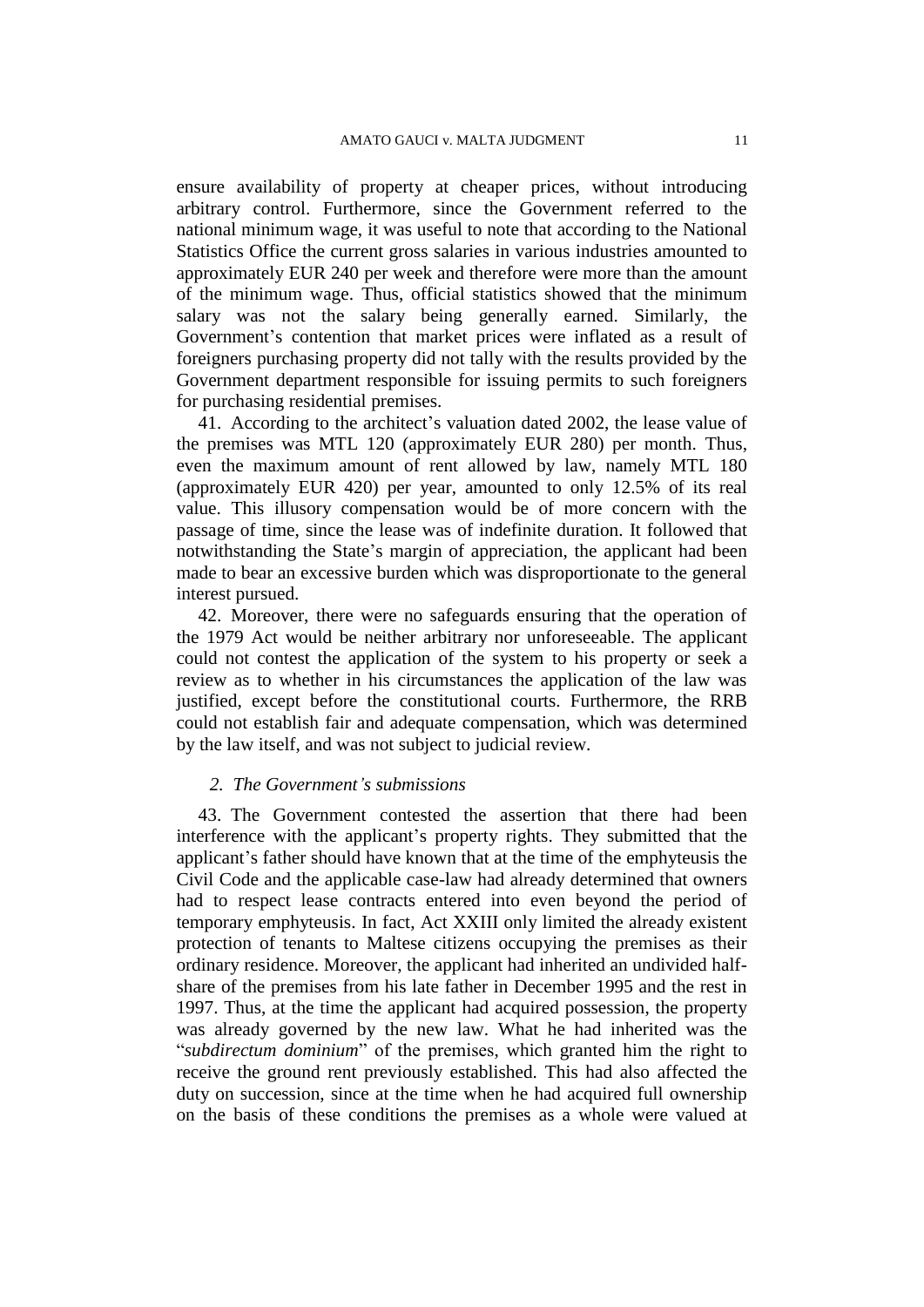ensure availability of property at cheaper prices, without introducing arbitrary control. Furthermore, since the Government referred to the national minimum wage, it was useful to note that according to the National Statistics Office the current gross salaries in various industries amounted to approximately EUR 240 per week and therefore were more than the amount of the minimum wage. Thus, official statistics showed that the minimum salary was not the salary being generally earned. Similarly, the Government's contention that market prices were inflated as a result of foreigners purchasing property did not tally with the results provided by the Government department responsible for issuing permits to such foreigners for purchasing residential premises.

41. According to the architect's valuation dated 2002, the lease value of the premises was MTL 120 (approximately EUR 280) per month. Thus, even the maximum amount of rent allowed by law, namely MTL 180 (approximately EUR 420) per year, amounted to only 12.5% of its real value. This illusory compensation would be of more concern with the passage of time, since the lease was of indefinite duration. It followed that notwithstanding the State's margin of appreciation, the applicant had been made to bear an excessive burden which was disproportionate to the general interest pursued.

42. Moreover, there were no safeguards ensuring that the operation of the 1979 Act would be neither arbitrary nor unforeseeable. The applicant could not contest the application of the system to his property or seek a review as to whether in his circumstances the application of the law was justified, except before the constitutional courts. Furthermore, the RRB could not establish fair and adequate compensation, which was determined by the law itself, and was not subject to judicial review.

### *2. The Government's submissions*

43. The Government contested the assertion that there had been interference with the applicant's property rights. They submitted that the applicant's father should have known that at the time of the emphyteusis the Civil Code and the applicable case-law had already determined that owners had to respect lease contracts entered into even beyond the period of temporary emphyteusis. In fact, Act XXIII only limited the already existent protection of tenants to Maltese citizens occupying the premises as their ordinary residence. Moreover, the applicant had inherited an undivided half-share of the premises from his late father in December 1995 and the rest in 1997. Thus, at the time the applicant had acquired possession, the property was already governed by the new law. What he had inherited was the "*subdirectum dominium*" of the premises, which granted him the right to receive the ground rent previously established. This had also affected the duty on succession, since at the time when he had acquired full ownership on the basis of these conditions the premises as a whole were valued at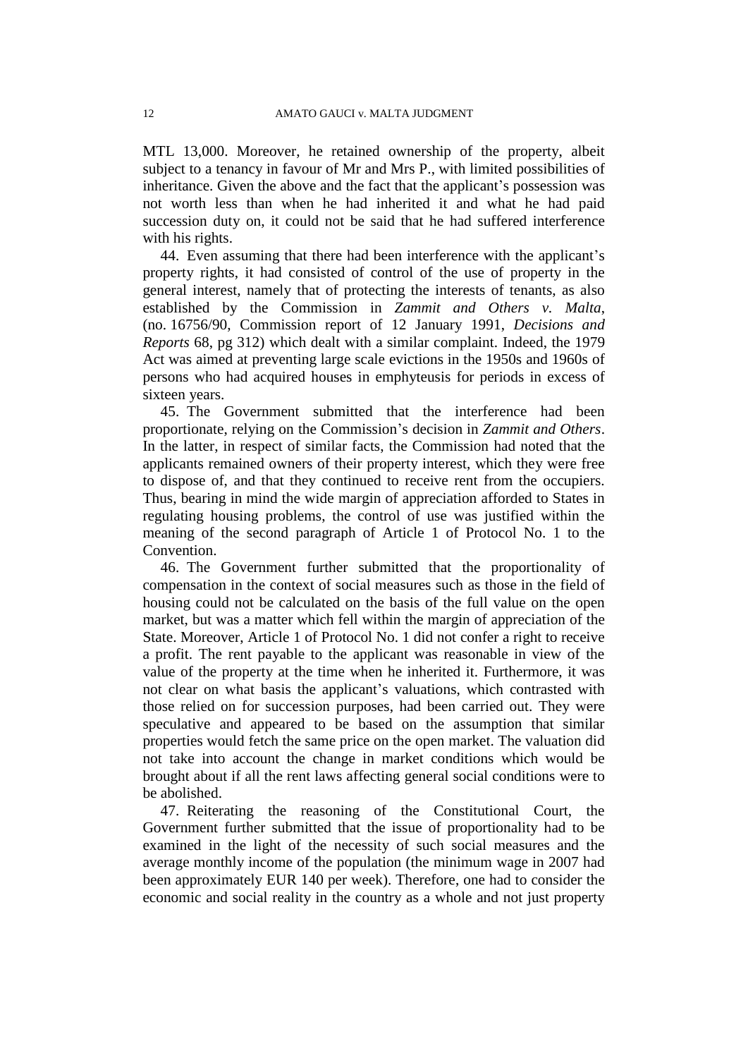MTL 13,000. Moreover, he retained ownership of the property, albeit subject to a tenancy in favour of Mr and Mrs P., with limited possibilities of inheritance. Given the above and the fact that the applicant's possession was not worth less than when he had inherited it and what he had paid succession duty on, it could not be said that he had suffered interference with his rights.

44. Even assuming that there had been interference with the applicant's property rights, it had consisted of control of the use of property in the general interest, namely that of protecting the interests of tenants, as also established by the Commission in *Zammit and Others v. Malta*, (no. 16756/90, Commission report of 12 January 1991, *Decisions and Reports* 68, pg 312) which dealt with a similar complaint. Indeed, the 1979 Act was aimed at preventing large scale evictions in the 1950s and 1960s of persons who had acquired houses in emphyteusis for periods in excess of sixteen years.

45. The Government submitted that the interference had been proportionate, relying on the Commission's decision in *Zammit and Others*. In the latter, in respect of similar facts, the Commission had noted that the applicants remained owners of their property interest, which they were free to dispose of, and that they continued to receive rent from the occupiers. Thus, bearing in mind the wide margin of appreciation afforded to States in regulating housing problems, the control of use was justified within the meaning of the second paragraph of Article 1 of Protocol No. 1 to the Convention.

46. The Government further submitted that the proportionality of compensation in the context of social measures such as those in the field of housing could not be calculated on the basis of the full value on the open market, but was a matter which fell within the margin of appreciation of the State. Moreover, Article 1 of Protocol No. 1 did not confer a right to receive a profit. The rent payable to the applicant was reasonable in view of the value of the property at the time when he inherited it. Furthermore, it was not clear on what basis the applicant's valuations, which contrasted with those relied on for succession purposes, had been carried out. They were speculative and appeared to be based on the assumption that similar properties would fetch the same price on the open market. The valuation did not take into account the change in market conditions which would be brought about if all the rent laws affecting general social conditions were to be abolished.

47. Reiterating the reasoning of the Constitutional Court, the Government further submitted that the issue of proportionality had to be examined in the light of the necessity of such social measures and the average monthly income of the population (the minimum wage in 2007 had been approximately EUR 140 per week). Therefore, one had to consider the economic and social reality in the country as a whole and not just property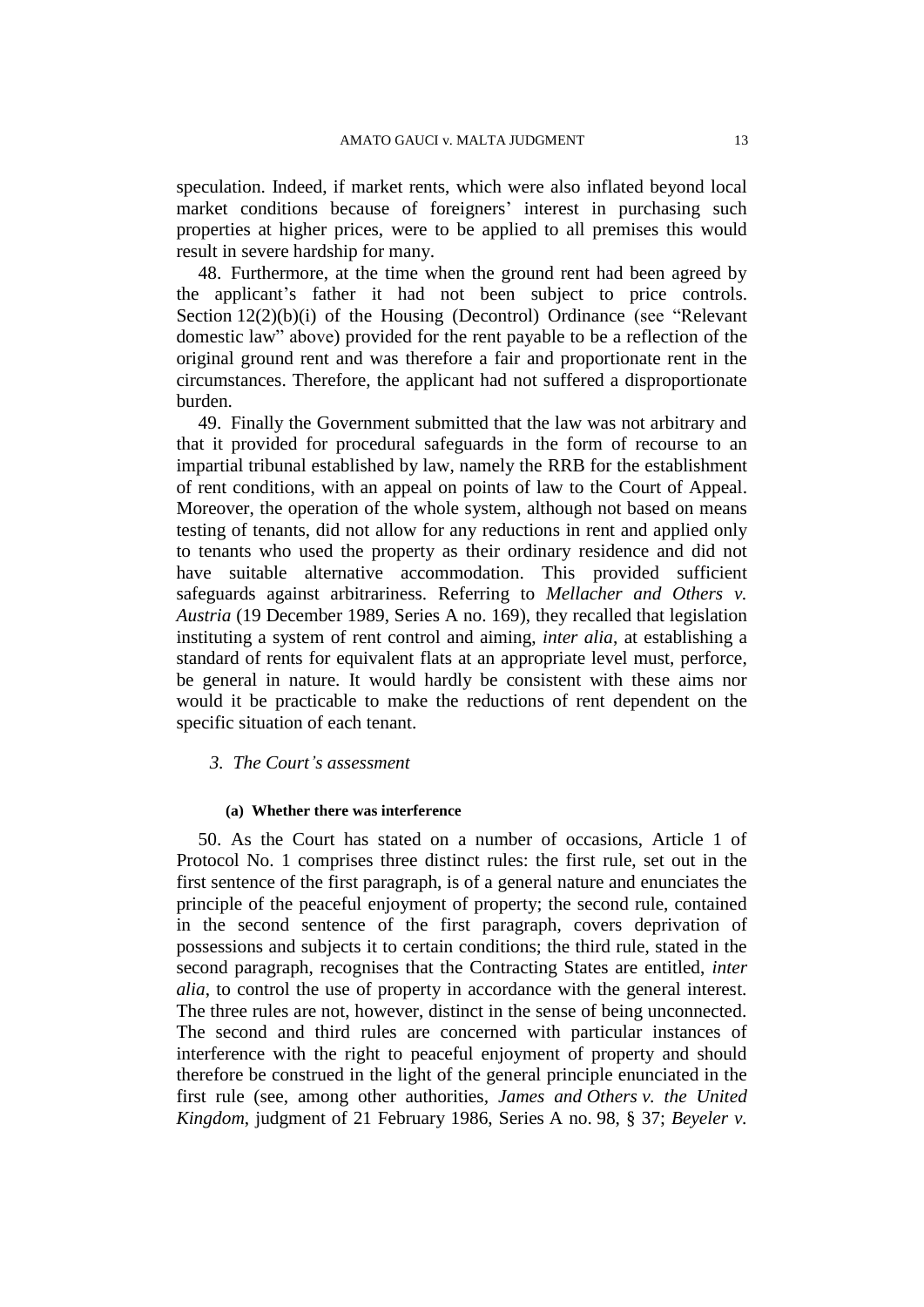speculation. Indeed, if market rents, which were also inflated beyond local market conditions because of foreigners' interest in purchasing such properties at higher prices, were to be applied to all premises this would result in severe hardship for many.

48. Furthermore, at the time when the ground rent had been agreed by the applicant's father it had not been subject to price controls. Section 12(2)(b)(i) of the Housing (Decontrol) Ordinance (see "Relevant domestic law" above) provided for the rent payable to be a reflection of the original ground rent and was therefore a fair and proportionate rent in the circumstances. Therefore, the applicant had not suffered a disproportionate burden.

49. Finally the Government submitted that the law was not arbitrary and that it provided for procedural safeguards in the form of recourse to an impartial tribunal established by law, namely the RRB for the establishment of rent conditions, with an appeal on points of law to the Court of Appeal. Moreover, the operation of the whole system, although not based on means testing of tenants, did not allow for any reductions in rent and applied only to tenants who used the property as their ordinary residence and did not have suitable alternative accommodation. This provided sufficient safeguards against arbitrariness. Referring to *Mellacher and Others v. Austria* (19 December 1989, Series A no. 169), they recalled that legislation instituting a system of rent control and aiming, *inter alia*, at establishing a standard of rents for equivalent flats at an appropriate level must, perforce, be general in nature. It would hardly be consistent with these aims nor would it be practicable to make the reductions of rent dependent on the specific situation of each tenant.

### *3. The Court's assessment*

#### **(a) Whether there was interference**

50. As the Court has stated on a number of occasions, Article 1 of Protocol No. 1 comprises three distinct rules: the first rule, set out in the first sentence of the first paragraph, is of a general nature and enunciates the principle of the peaceful enjoyment of property; the second rule, contained in the second sentence of the first paragraph, covers deprivation of possessions and subjects it to certain conditions; the third rule, stated in the second paragraph, recognises that the Contracting States are entitled, *inter alia*, to control the use of property in accordance with the general interest. The three rules are not, however, distinct in the sense of being unconnected. The second and third rules are concerned with particular instances of interference with the right to peaceful enjoyment of property and should therefore be construed in the light of the general principle enunciated in the first rule (see, among other authorities, *James and Others v. the United Kingdom*, judgment of 21 February 1986, Series A no. 98, § 37; *Beyeler v.*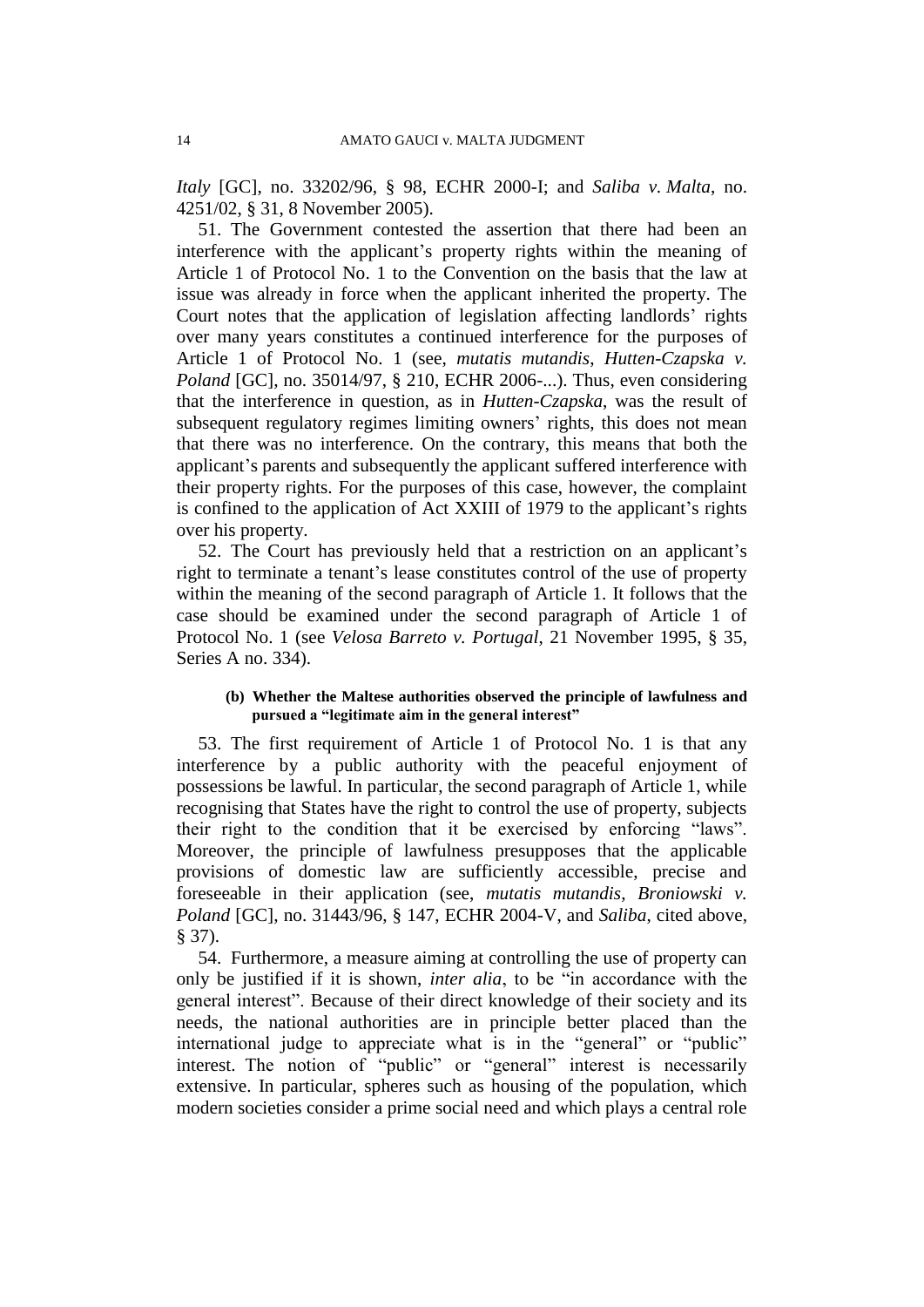*Italy* [GC], no. 33202/96, § 98, ECHR 2000-I; and *Saliba v. Malta*, no. 4251/02, § 31, 8 November 2005).

51. The Government contested the assertion that there had been an interference with the applicant's property rights within the meaning of Article 1 of Protocol No. 1 to the Convention on the basis that the law at issue was already in force when the applicant inherited the property. The Court notes that the application of legislation affecting landlords' rights over many years constitutes a continued interference for the purposes of Article 1 of Protocol No. 1 (see, *mutatis mutandis*, *Hutten-Czapska v. Poland* [GC], no. 35014/97, § 210, ECHR 2006-...). Thus, even considering that the interference in question, as in *Hutten-Czapska*, was the result of subsequent regulatory regimes limiting owners' rights, this does not mean that there was no interference. On the contrary, this means that both the applicant's parents and subsequently the applicant suffered interference with their property rights. For the purposes of this case, however, the complaint is confined to the application of Act XXIII of 1979 to the applicant's rights over his property.

52. The Court has previously held that a restriction on an applicant's right to terminate a tenant's lease constitutes control of the use of property within the meaning of the second paragraph of Article 1. It follows that the case should be examined under the second paragraph of Article 1 of Protocol No. 1 (see *Velosa Barreto v. Portugal*, 21 November 1995, § 35, Series A no. 334).

#### (b) Whether the Maltese authorities observed the principle of lawfulness and pursued a "legitimate aim in the general interest"

53. The first requirement of Article 1 of Protocol No. 1 is that any interference by a public authority with the peaceful enjoyment of possessions be lawful. In particular, the second paragraph of Article 1, while recognising that States have the right to control the use of property, subjects their right to the condition that it be exercised by enforcing "laws". Moreover, the principle of lawfulness presupposes that the applicable provisions of domestic law are sufficiently accessible, precise and foreseeable in their application (see, *mutatis mutandis*, *Broniowski v. Poland* [GC], no. 31443/96, § 147, ECHR 2004-V, and *Saliba*, cited above, § 37).

54. Furthermore, a measure aiming at controlling the use of property can only be justified if it is shown, *inter alia*, to be "in accordance with the general interest". Because of their direct knowledge of their society and its needs, the national authorities are in principle better placed than the international judge to appreciate what is in the "general" or "public" interest. The notion of "public" or "general" interest is necessarily extensive. In particular, spheres such as housing of the population, which modern societies consider a prime social need and which plays a central role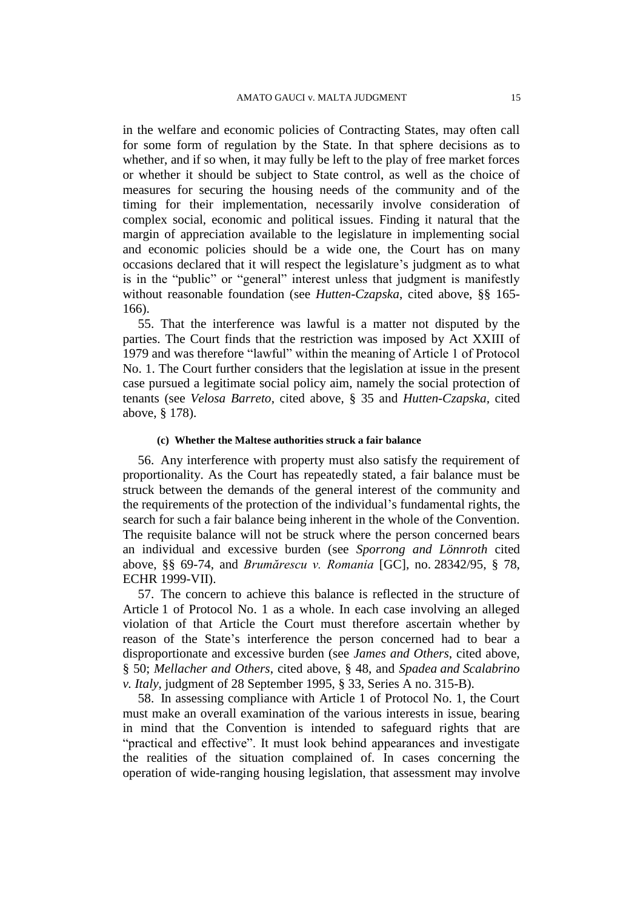in the welfare and economic policies of Contracting States, may often call for some form of regulation by the State. In that sphere decisions as to whether, and if so when, it may fully be left to the play of free market forces or whether it should be subject to State control, as well as the choice of measures for securing the housing needs of the community and of the timing for their implementation, necessarily involve consideration of complex social, economic and political issues. Finding it natural that the margin of appreciation available to the legislature in implementing social and economic policies should be a wide one, the Court has on many occasions declared that it will respect the legislature's judgment as to what is in the "public" or "general" interest unless that judgment is manifestly without reasonable foundation (see *Hutten-Czapska*, cited above, §§ 165-166).

55. That the interference was lawful is a matter not disputed by the parties. The Court finds that the restriction was imposed by Act XXIII of 1979 and was therefore "lawful" within the meaning of Article 1 of Protocol No. 1. The Court further considers that the legislation at issue in the present case pursued a legitimate social policy aim, namely the social protection of tenants (see *Velosa Barreto*, cited above, § 35 and *Hutten-Czapska*, cited above, § 178).

#### (c) Whether the Maltese authorities struck a fair balance

56. Any interference with property must also satisfy the requirement of proportionality. As the Court has repeatedly stated, a fair balance must be struck between the demands of the general interest of the community and the requirements of the protection of the individual's fundamental rights, the search for such a fair balance being inherent in the whole of the Convention. The requisite balance will not be struck where the person concerned bears an individual and excessive burden (see *Sporrong and Lönnroth* cited above, §§ 69-74, and *Brumărescu v. Romania* [GC], no. 28342/95, § 78, ECHR 1999-VII).

57. The concern to achieve this balance is reflected in the structure of Article 1 of Protocol No. 1 as a whole. In each case involving an alleged violation of that Article the Court must therefore ascertain whether by reason of the State's interference the person concerned had to bear a disproportionate and excessive burden (see *James and Others*, cited above, § 50; *Mellacher and Others*, cited above, § 48, and *Spadea and Scalabrino v. Italy*, judgment of 28 September 1995, § 33, Series A no. 315-B).

58. In assessing compliance with Article 1 of Protocol No. 1, the Court must make an overall examination of the various interests in issue, bearing in mind that the Convention is intended to safeguard rights that are "practical and effective". It must look behind appearances and investigate the realities of the situation complained of. In cases concerning the operation of wide-ranging housing legislation, that assessment may involve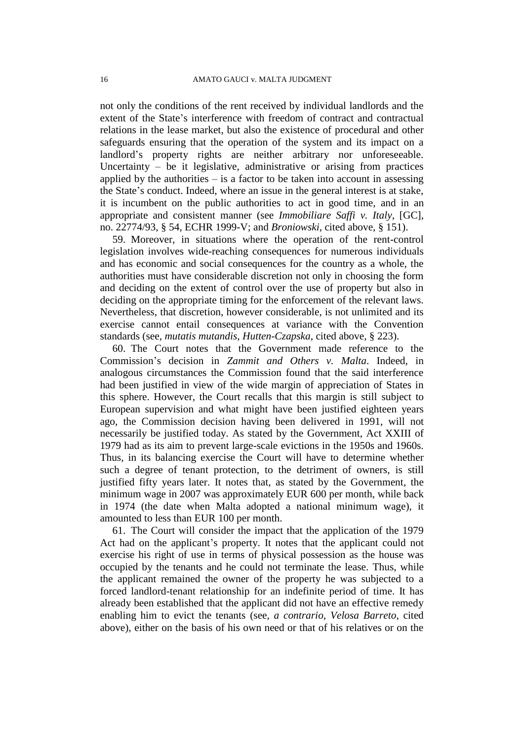not only the conditions of the rent received by individual landlords and the extent of the State's interference with freedom of contract and contractual relations in the lease market, but also the existence of procedural and other safeguards ensuring that the operation of the system and its impact on a landlord's property rights are neither arbitrary nor unforeseeable. Uncertainty – be it legislative, administrative or arising from practices applied by the authorities – is a factor to be taken into account in assessing the State's conduct. Indeed, where an issue in the general interest is at stake, it is incumbent on the public authorities to act in good time, and in an appropriate and consistent manner (see *Immobiliare Saffi v. Italy*, [GC], no. 22774/93, § 54, ECHR 1999-V; and *Broniowski*, cited above, § 151).

59. Moreover, in situations where the operation of the rent-control legislation involves wide-reaching consequences for numerous individuals and has economic and social consequences for the country as a whole, the authorities must have considerable discretion not only in choosing the form and deciding on the extent of control over the use of property but also in deciding on the appropriate timing for the enforcement of the relevant laws. Nevertheless, that discretion, however considerable, is not unlimited and its exercise cannot entail consequences at variance with the Convention standards (see, *mutatis mutandis*, *Hutten-Czapska*, cited above, § 223).

60. The Court notes that the Government made reference to the Commission's decision in *Zammit and Others v. Malta*. Indeed, in analogous circumstances the Commission found that the said interference had been justified in view of the wide margin of appreciation of States in this sphere. However, the Court recalls that this margin is still subject to European supervision and what might have been justified eighteen years ago, the Commission decision having been delivered in 1991, will not necessarily be justified today. As stated by the Government, Act XXIII of 1979 had as its aim to prevent large-scale evictions in the 1950s and 1960s. Thus, in its balancing exercise the Court will have to determine whether such a degree of tenant protection, to the detriment of owners, is still justified fifty years later. It notes that, as stated by the Government, the minimum wage in 2007 was approximately EUR 600 per month, while back in 1974 (the date when Malta adopted a national minimum wage), it amounted to less than EUR 100 per month.

61. The Court will consider the impact that the application of the 1979 Act had on the applicant's property. It notes that the applicant could not exercise his right of use in terms of physical possession as the house was occupied by the tenants and he could not terminate the lease. Thus, while the applicant remained the owner of the property he was subjected to a forced landlord-tenant relationship for an indefinite period of time. It has already been established that the applicant did not have an effective remedy enabling him to evict the tenants (see, *a contrario*, *Velosa Barreto*, cited above), either on the basis of his own need or that of his relatives or on the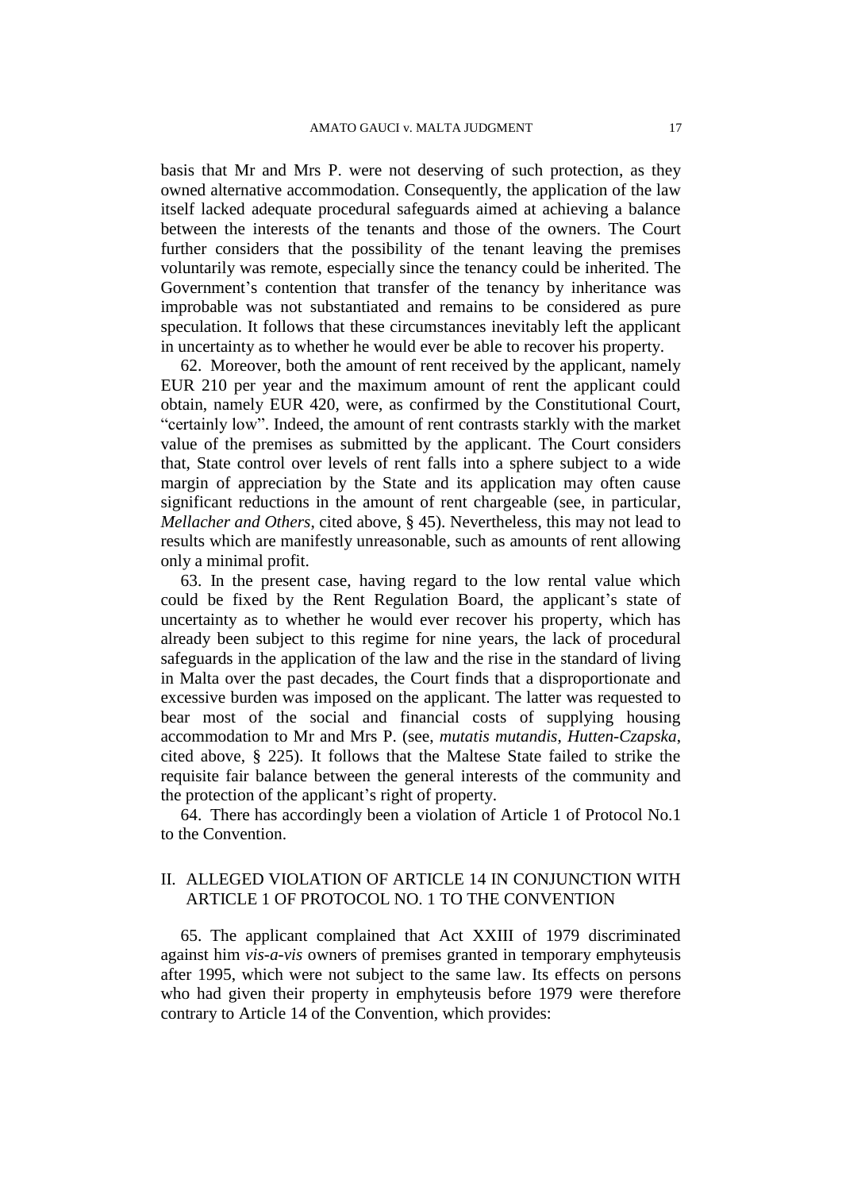basis that Mr and Mrs P. were not deserving of such protection, as they owned alternative accommodation. Consequently, the application of the law itself lacked adequate procedural safeguards aimed at achieving a balance between the interests of the tenants and those of the owners. The Court further considers that the possibility of the tenant leaving the premises voluntarily was remote, especially since the tenancy could be inherited. The Government's contention that transfer of the tenancy by inheritance was improbable was not substantiated and remains to be considered as pure speculation. It follows that these circumstances inevitably left the applicant in uncertainty as to whether he would ever be able to recover his property.

62. Moreover, both the amount of rent received by the applicant, namely EUR 210 per year and the maximum amount of rent the applicant could obtain, namely EUR 420, were, as confirmed by the Constitutional Court, "certainly low". Indeed, the amount of rent contrasts starkly with the market value of the premises as submitted by the applicant. The Court considers that, State control over levels of rent falls into a sphere subject to a wide margin of appreciation by the State and its application may often cause significant reductions in the amount of rent chargeable (see, in particular, *Mellacher and Others*, cited above, § 45). Nevertheless, this may not lead to results which are manifestly unreasonable, such as amounts of rent allowing only a minimal profit.

63. In the present case, having regard to the low rental value which could be fixed by the Rent Regulation Board, the applicant's state of uncertainty as to whether he would ever recover his property, which has already been subject to this regime for nine years, the lack of procedural safeguards in the application of the law and the rise in the standard of living in Malta over the past decades, the Court finds that a disproportionate and excessive burden was imposed on the applicant. The latter was requested to bear most of the social and financial costs of supplying housing accommodation to Mr and Mrs P. (see, *mutatis mutandis*, *Hutten-Czapska*, cited above, § 225). It follows that the Maltese State failed to strike the requisite fair balance between the general interests of the community and the protection of the applicant's right of property.

64. There has accordingly been a violation of Article 1 of Protocol No.1 to the Convention.

## II. ALLEGED VIOLATION OF ARTICLE 14 IN CONJUNCTION WITH ARTICLE 1 OF PROTOCOL NO. 1 TO THE CONVENTION

65. The applicant complained that Act XXIII of 1979 discriminated against him *vis-a-vis* owners of premises granted in temporary emphyteusis after 1995, which were not subject to the same law. Its effects on persons who had given their property in emphyteusis before 1979 were therefore contrary to Article 14 of the Convention, which provides: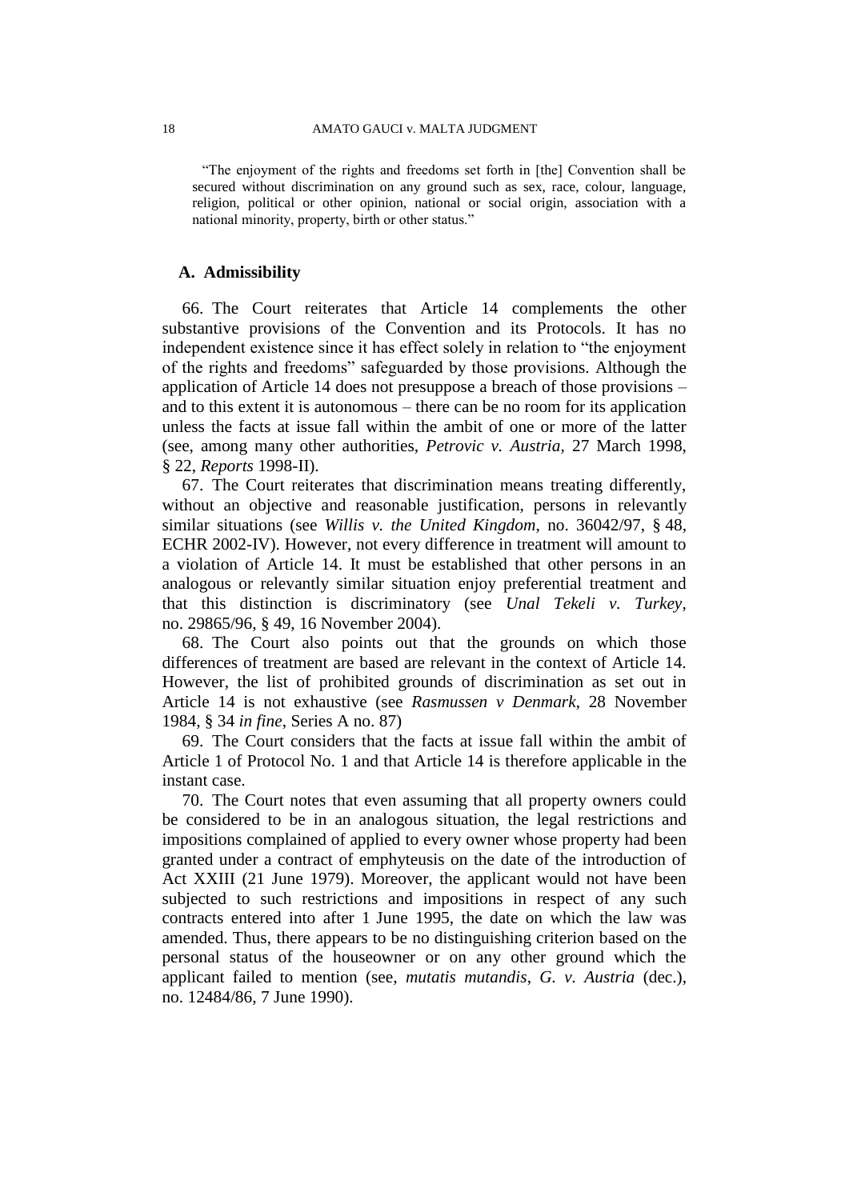"The enjoyment of the rights and freedoms set forth in [the] Convention shall be secured without discrimination on any ground such as sex, race, colour, language, religion, political or other opinion, national or social origin, association with a national minority, property, birth or other status."

## A. Admissibility

66. The Court reiterates that Article 14 complements the other substantive provisions of the Convention and its Protocols. It has no independent existence since it has effect solely in relation to "the enjoyment of the rights and freedoms" safeguarded by those provisions. Although the application of Article 14 does not presuppose a breach of those provisions – and to this extent it is autonomous – there can be no room for its application unless the facts at issue fall within the ambit of one or more of the latter (see, among many other authorities, *Petrovic v. Austria*, 27 March 1998, § 22, *Reports* 1998-II).

67. The Court reiterates that discrimination means treating differently, without an objective and reasonable justification, persons in relevantly similar situations (see *Willis v. the United Kingdom*, no. 36042/97, § 48, ECHR 2002-IV). However, not every difference in treatment will amount to a violation of Article 14. It must be established that other persons in an analogous or relevantly similar situation enjoy preferential treatment and that this distinction is discriminatory (see *Unal Tekeli v. Turkey*, no. 29865/96, § 49, 16 November 2004).

68. The Court also points out that the grounds on which those differences of treatment are based are relevant in the context of Article 14. However, the list of prohibited grounds of discrimination as set out in Article 14 is not exhaustive (see *Rasmussen v Denmark*, 28 November 1984, § 34 *in fine*, Series A no. 87)

69. The Court considers that the facts at issue fall within the ambit of Article 1 of Protocol No. 1 and that Article 14 is therefore applicable in the instant case.

70. The Court notes that even assuming that all property owners could be considered to be in an analogous situation, the legal restrictions and impositions complained of applied to every owner whose property had been granted under a contract of emphyteusis on the date of the introduction of Act XXIII (21 June 1979). Moreover, the applicant would not have been subjected to such restrictions and impositions in respect of any such contracts entered into after 1 June 1995, the date on which the law was amended. Thus, there appears to be no distinguishing criterion based on the personal status of the houseowner or on any other ground which the applicant failed to mention (see, *mutatis mutandis*, *G. v. Austria* (dec.), no. 12484/86, 7 June 1990).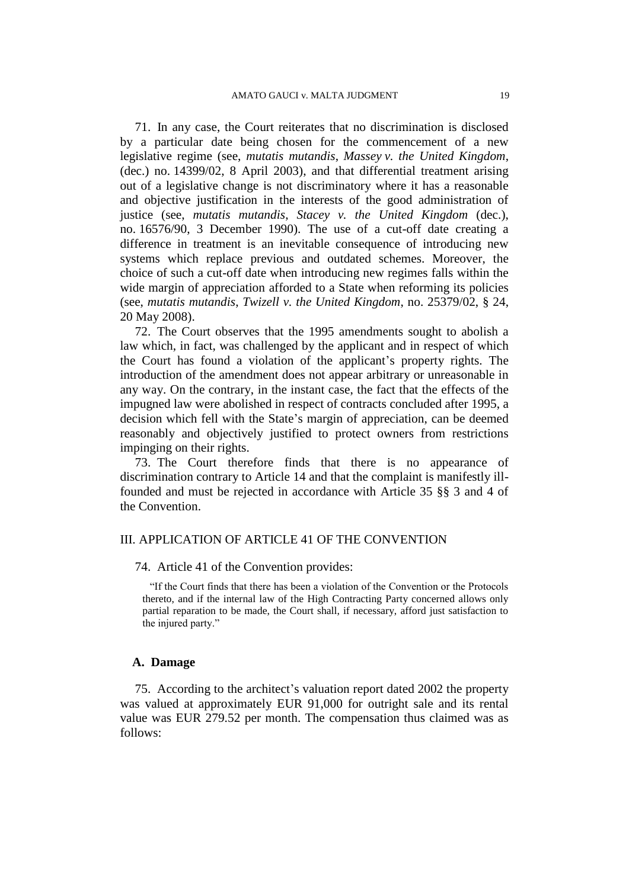71. In any case, the Court reiterates that no discrimination is disclosed by a particular date being chosen for the commencement of a new legislative regime (see, *mutatis mutandis*, *Massey v. the United Kingdom*, (dec.) no. 14399/02, 8 April 2003), and that differential treatment arising out of a legislative change is not discriminatory where it has a reasonable and objective justification in the interests of the good administration of justice (see, *mutatis mutandis*, *Stacey v. the United Kingdom* (dec.), no. 16576/90, 3 December 1990). The use of a cut-off date creating a difference in treatment is an inevitable consequence of introducing new systems which replace previous and outdated schemes. Moreover, the choice of such a cut-off date when introducing new regimes falls within the wide margin of appreciation afforded to a State when reforming its policies (see, *mutatis mutandis*, *Twizell v. the United Kingdom*, no. 25379/02, § 24, 20 May 2008).

72. The Court observes that the 1995 amendments sought to abolish a law which, in fact, was challenged by the applicant and in respect of which the Court has found a violation of the applicant's property rights. The introduction of the amendment does not appear arbitrary or unreasonable in any way. On the contrary, in the instant case, the fact that the effects of the impugned law were abolished in respect of contracts concluded after 1995, a decision which fell with the State's margin of appreciation, can be deemed reasonably and objectively justified to protect owners from restrictions impinging on their rights.

73. The Court therefore finds that there is no appearance of discrimination contrary to Article 14 and that the complaint is manifestly ill-founded and must be rejected in accordance with Article 35 §§ 3 and 4 of the Convention.

## III. APPLICATION OF ARTICLE 41 OF THE CONVENTION

74. Article 41 of the Convention provides:

> "If the Court finds that there has been a violation of the Convention or the Protocols thereto, and if the internal law of the High Contracting Party concerned allows only partial reparation to be made, the Court shall, if necessary, afford just satisfaction to the injured party."

### A. Damage

75. According to the architect's valuation report dated 2002 the property was valued at approximately EUR 91,000 for outright sale and its rental value was EUR 279.52 per month. The compensation thus claimed was as follows: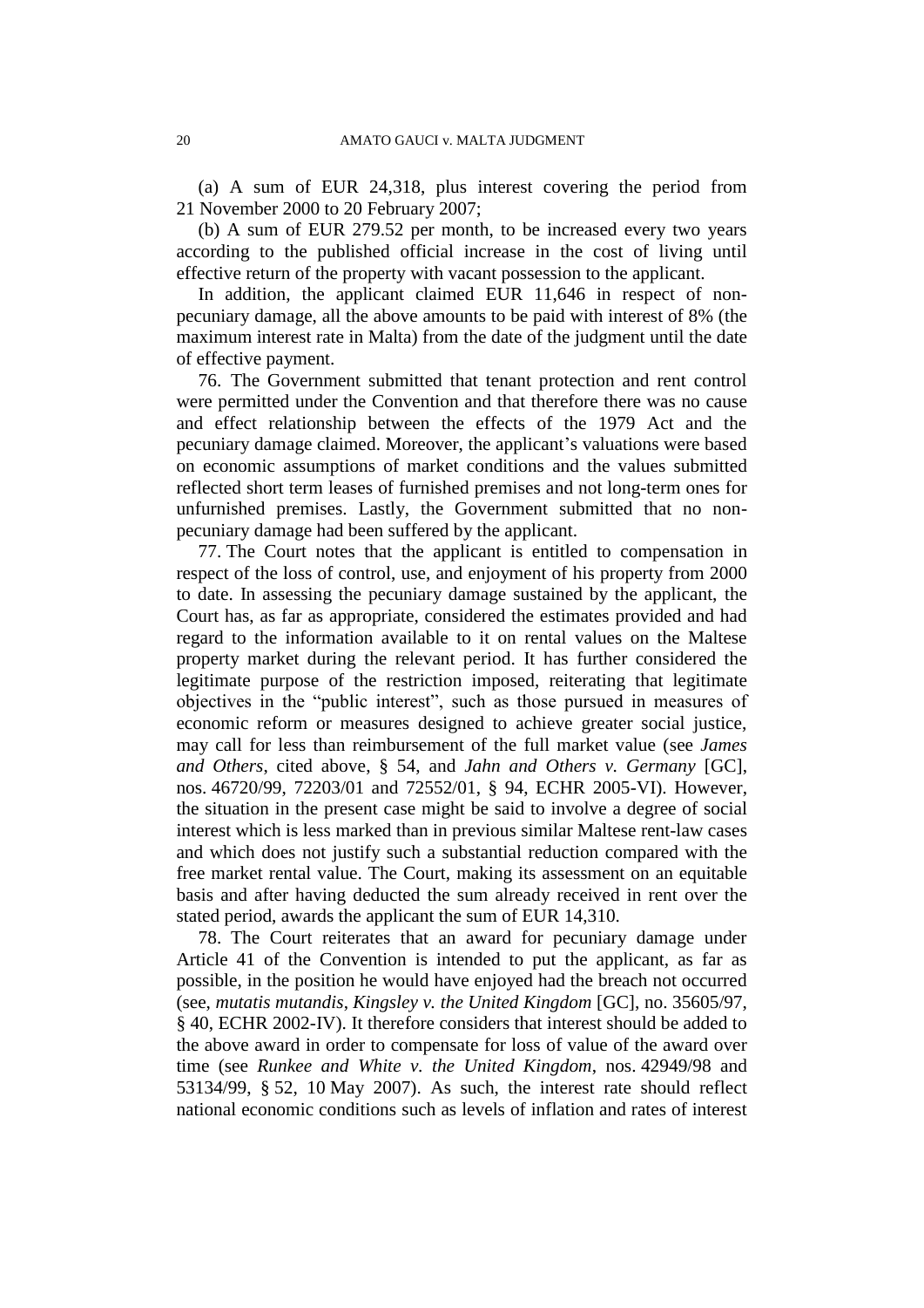(a) A sum of EUR 24,318, plus interest covering the period from 21 November 2000 to 20 February 2007;

(b) A sum of EUR 279.52 per month, to be increased every two years according to the published official increase in the cost of living until effective return of the property with vacant possession to the applicant.

In addition, the applicant claimed EUR 11,646 in respect of non-pecuniary damage, all the above amounts to be paid with interest of 8% (the maximum interest rate in Malta) from the date of the judgment until the date of effective payment.

76. The Government submitted that tenant protection and rent control were permitted under the Convention and that therefore there was no cause and effect relationship between the effects of the 1979 Act and the pecuniary damage claimed. Moreover, the applicant's valuations were based on economic assumptions of market conditions and the values submitted reflected short term leases of furnished premises and not long-term ones for unfurnished premises. Lastly, the Government submitted that no non-pecuniary damage had been suffered by the applicant.

77. The Court notes that the applicant is entitled to compensation in respect of the loss of control, use, and enjoyment of his property from 2000 to date. In assessing the pecuniary damage sustained by the applicant, the Court has, as far as appropriate, considered the estimates provided and had regard to the information available to it on rental values on the Maltese property market during the relevant period. It has further considered the legitimate purpose of the restriction imposed, reiterating that legitimate objectives in the "public interest", such as those pursued in measures of economic reform or measures designed to achieve greater social justice, may call for less than reimbursement of the full market value (see *James and Others*, cited above, § 54, and *Jahn and Others v. Germany* [GC], nos. 46720/99, 72203/01 and 72552/01, § 94, ECHR 2005-VI). However, the situation in the present case might be said to involve a degree of social interest which is less marked than in previous similar Maltese rent-law cases and which does not justify such a substantial reduction compared with the free market rental value. The Court, making its assessment on an equitable basis and after having deducted the sum already received in rent over the stated period, awards the applicant the sum of EUR 14,310.

78. The Court reiterates that an award for pecuniary damage under Article 41 of the Convention is intended to put the applicant, as far as possible, in the position he would have enjoyed had the breach not occurred (see, *mutatis mutandis*, *Kingsley v. the United Kingdom* [GC], no. 35605/97, § 40, ECHR 2002-IV). It therefore considers that interest should be added to the above award in order to compensate for loss of value of the award over time (see *Runkee and White v. the United Kingdom*, nos. 42949/98 and 53134/99, § 52, 10 May 2007). As such, the interest rate should reflect national economic conditions such as levels of inflation and rates of interest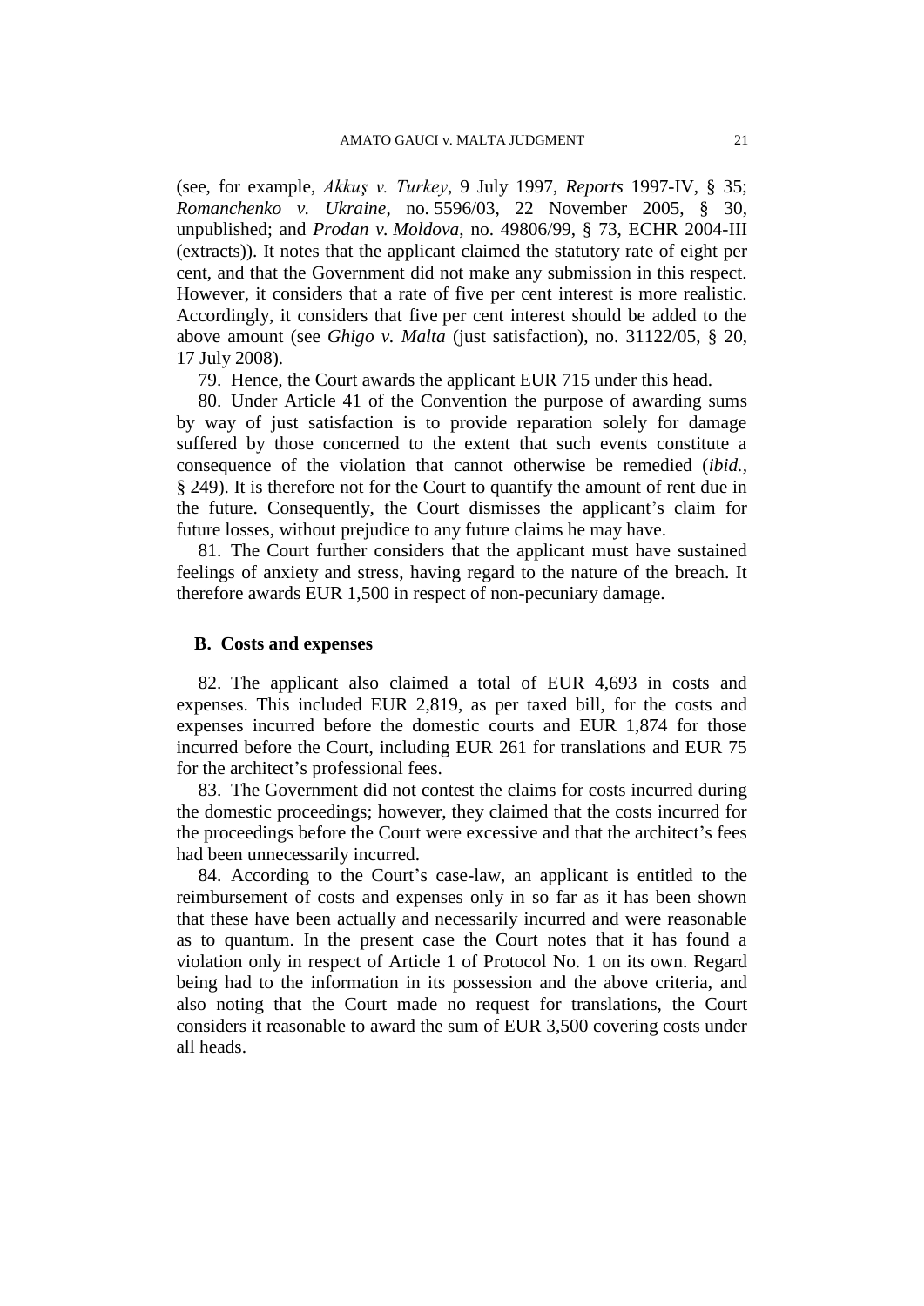(see, for example, *Akkuş v. Turkey*, 9 July 1997, *Reports* 1997-IV, § 35; *Romanchenko v. Ukraine*, no. 5596/03, 22 November 2005, § 30, unpublished; and *Prodan v. Moldova*, no. 49806/99, § 73, ECHR 2004-III (extracts)). It notes that the applicant claimed the statutory rate of eight per cent, and that the Government did not make any submission in this respect. However, it considers that a rate of five per cent interest is more realistic. Accordingly, it considers that five per cent interest should be added to the above amount (see *Ghigo v. Malta* (just satisfaction), no. 31122/05, § 20, 17 July 2008).

79. Hence, the Court awards the applicant EUR 715 under this head.

80. Under Article 41 of the Convention the purpose of awarding sums by way of just satisfaction is to provide reparation solely for damage suffered by those concerned to the extent that such events constitute a consequence of the violation that cannot otherwise be remedied (*ibid.*, § 249). It is therefore not for the Court to quantify the amount of rent due in the future. Consequently, the Court dismisses the applicant's claim for future losses, without prejudice to any future claims he may have.

81. The Court further considers that the applicant must have sustained feelings of anxiety and stress, having regard to the nature of the breach. It therefore awards EUR 1,500 in respect of non-pecuniary damage.

## B. Costs and expenses

82. The applicant also claimed a total of EUR 4,693 in costs and expenses. This included EUR 2,819, as per taxed bill, for the costs and expenses incurred before the domestic courts and EUR 1,874 for those incurred before the Court, including EUR 261 for translations and EUR 75 for the architect's professional fees.

83. The Government did not contest the claims for costs incurred during the domestic proceedings; however, they claimed that the costs incurred for the proceedings before the Court were excessive and that the architect's fees had been unnecessarily incurred.

84. According to the Court's case-law, an applicant is entitled to the reimbursement of costs and expenses only in so far as it has been shown that these have been actually and necessarily incurred and were reasonable as to quantum. In the present case the Court notes that it has found a violation only in respect of Article 1 of Protocol No. 1 on its own. Regard being had to the information in its possession and the above criteria, and also noting that the Court made no request for translations, the Court considers it reasonable to award the sum of EUR 3,500 covering costs under all heads.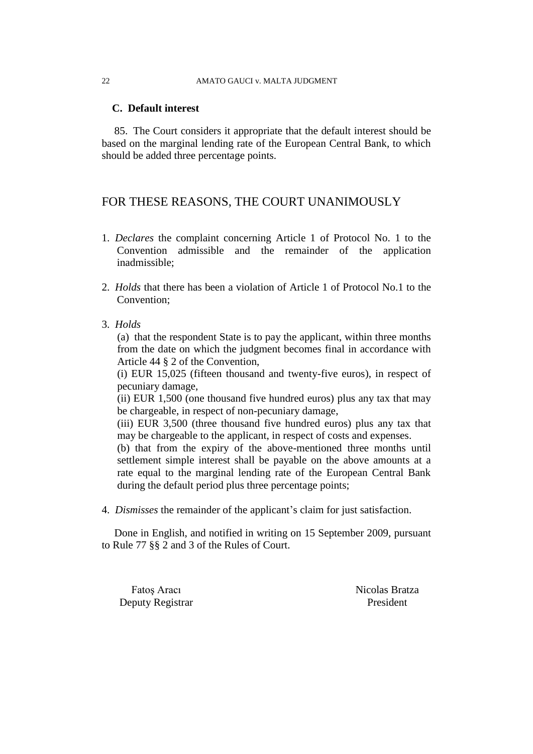### C. Default interest

85. The Court considers it appropriate that the default interest should be based on the marginal lending rate of the European Central Bank, to which should be added three percentage points.

## FOR THESE REASONS, THE COURT UNANIMOUSLY

1. *Declares* the complaint concerning Article 1 of Protocol No. 1 to the Convention admissible and the remainder of the application inadmissible;

2. *Holds* that there has been a violation of Article 1 of Protocol No.1 to the Convention;

3. *Holds*

   (a) that the respondent State is to pay the applicant, within three months from the date on which the judgment becomes final in accordance with Article 44 § 2 of the Convention,

   (i) EUR 15,025 (fifteen thousand and twenty-five euros), in respect of pecuniary damage,

   (ii) EUR 1,500 (one thousand five hundred euros) plus any tax that may be chargeable, in respect of non-pecuniary damage,

   (iii) EUR 3,500 (three thousand five hundred euros) plus any tax that may be chargeable to the applicant, in respect of costs and expenses.

   (b) that from the expiry of the above-mentioned three months until settlement simple interest shall be payable on the above amounts at a rate equal to the marginal lending rate of the European Central Bank during the default period plus three percentage points;

4. *Dismisses* the remainder of the applicant's claim for just satisfaction.

Done in English, and notified in writing on 15 September 2009, pursuant to Rule 77 §§ 2 and 3 of the Rules of Court.

Fatoş Aracı
Deputy Registrar

Nicolas Bratza
President